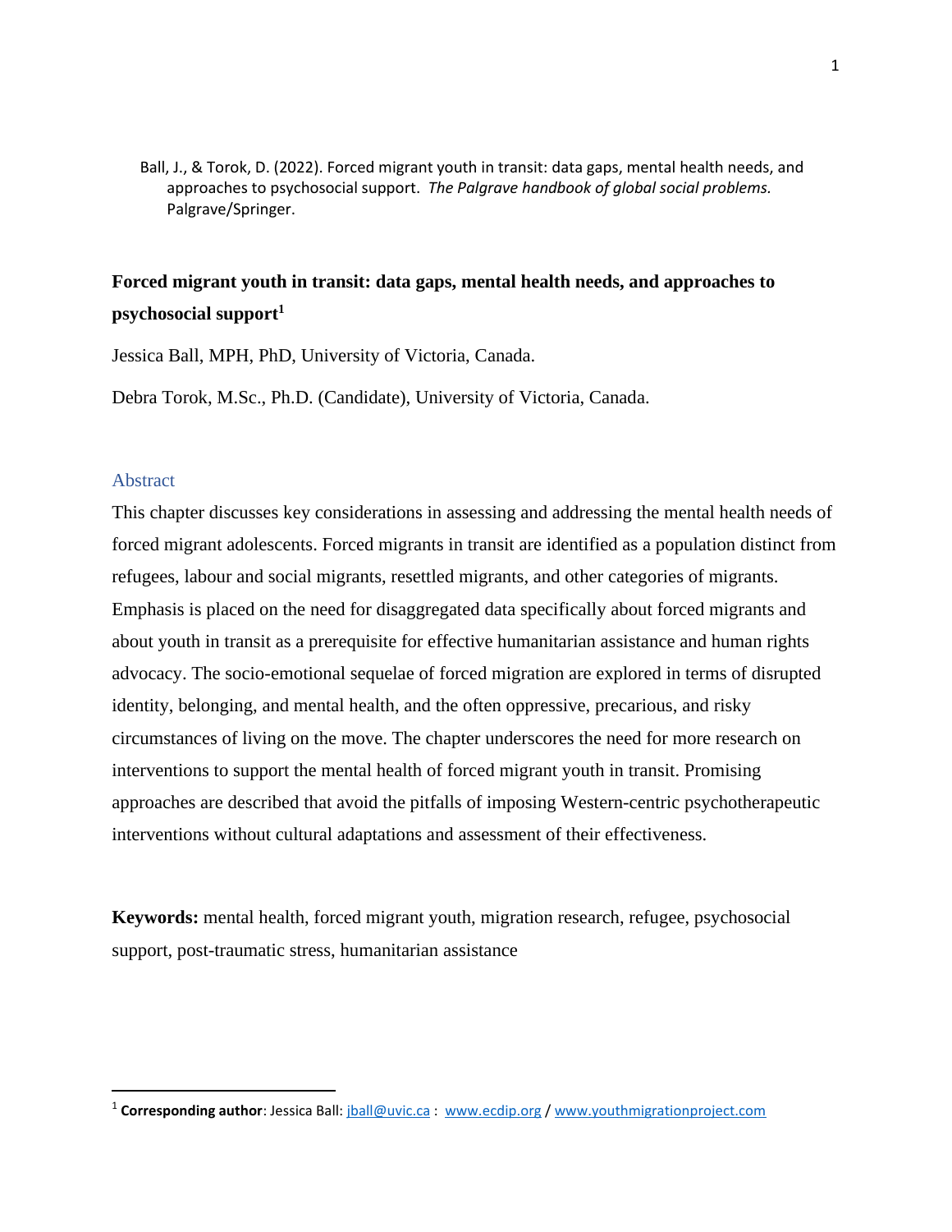Ball, J., & Torok, D. (2022). Forced migrant youth in transit: data gaps, mental health needs, and approaches to psychosocial support. *The Palgrave handbook of global social problems.* Palgrave/Springer.

# Forced migrant youth in transit: data gaps, mental health needs, and approaches to psychosocial support[1]

Jessica Ball, MPH, PhD, University of Victoria, Canada.

Debra Torok, M.Sc., Ph.D. (Candidate), University of Victoria, Canada.

## Abstract

This chapter discusses key considerations in assessing and addressing the mental health needs of forced migrant adolescents. Forced migrants in transit are identified as a population distinct from refugees, labour and social migrants, resettled migrants, and other categories of migrants. Emphasis is placed on the need for disaggregated data specifically about forced migrants and about youth in transit as a prerequisite for effective humanitarian assistance and human rights advocacy. The socio-emotional sequelae of forced migration are explored in terms of disrupted identity, belonging, and mental health, and the often oppressive, precarious, and risky circumstances of living on the move. The chapter underscores the need for more research on interventions to support the mental health of forced migrant youth in transit. Promising approaches are described that avoid the pitfalls of imposing Western-centric psychotherapeutic interventions without cultural adaptations and assessment of their effectiveness.

**Keywords:** mental health, forced migrant youth, migration research, refugee, psychosocial support, post-traumatic stress, humanitarian assistance

---

[1] **Corresponding author**: Jessica Ball: jball@uvic.ca : www.ecdip.org / www.youthmigrationproject.com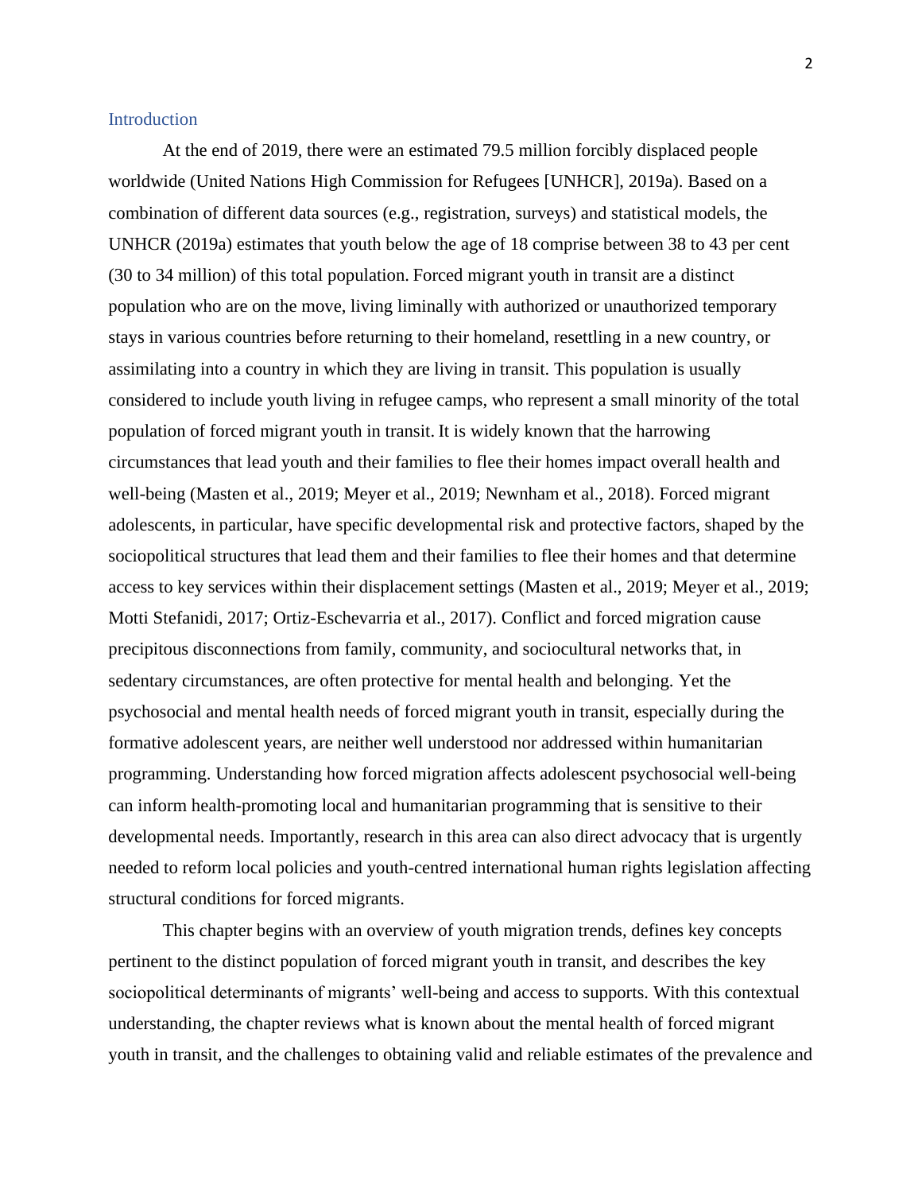## Introduction

At the end of 2019, there were an estimated 79.5 million forcibly displaced people worldwide (United Nations High Commission for Refugees [UNHCR], 2019a). Based on a combination of different data sources (e.g., registration, surveys) and statistical models, the UNHCR (2019a) estimates that youth below the age of 18 comprise between 38 to 43 per cent (30 to 34 million) of this total population. Forced migrant youth in transit are a distinct population who are on the move, living liminally with authorized or unauthorized temporary stays in various countries before returning to their homeland, resettling in a new country, or assimilating into a country in which they are living in transit. This population is usually considered to include youth living in refugee camps, who represent a small minority of the total population of forced migrant youth in transit. It is widely known that the harrowing circumstances that lead youth and their families to flee their homes impact overall health and well-being (Masten et al., 2019; Meyer et al., 2019; Newnham et al., 2018). Forced migrant adolescents, in particular, have specific developmental risk and protective factors, shaped by the sociopolitical structures that lead them and their families to flee their homes and that determine access to key services within their displacement settings (Masten et al., 2019; Meyer et al., 2019; Motti Stefanidi, 2017; Ortiz-Eschevarria et al., 2017). Conflict and forced migration cause precipitous disconnections from family, community, and sociocultural networks that, in sedentary circumstances, are often protective for mental health and belonging. Yet the psychosocial and mental health needs of forced migrant youth in transit, especially during the formative adolescent years, are neither well understood nor addressed within humanitarian programming. Understanding how forced migration affects adolescent psychosocial well-being can inform health-promoting local and humanitarian programming that is sensitive to their developmental needs. Importantly, research in this area can also direct advocacy that is urgently needed to reform local policies and youth-centred international human rights legislation affecting structural conditions for forced migrants.

This chapter begins with an overview of youth migration trends, defines key concepts pertinent to the distinct population of forced migrant youth in transit, and describes the key sociopolitical determinants of migrants' well-being and access to supports. With this contextual understanding, the chapter reviews what is known about the mental health of forced migrant youth in transit, and the challenges to obtaining valid and reliable estimates of the prevalence and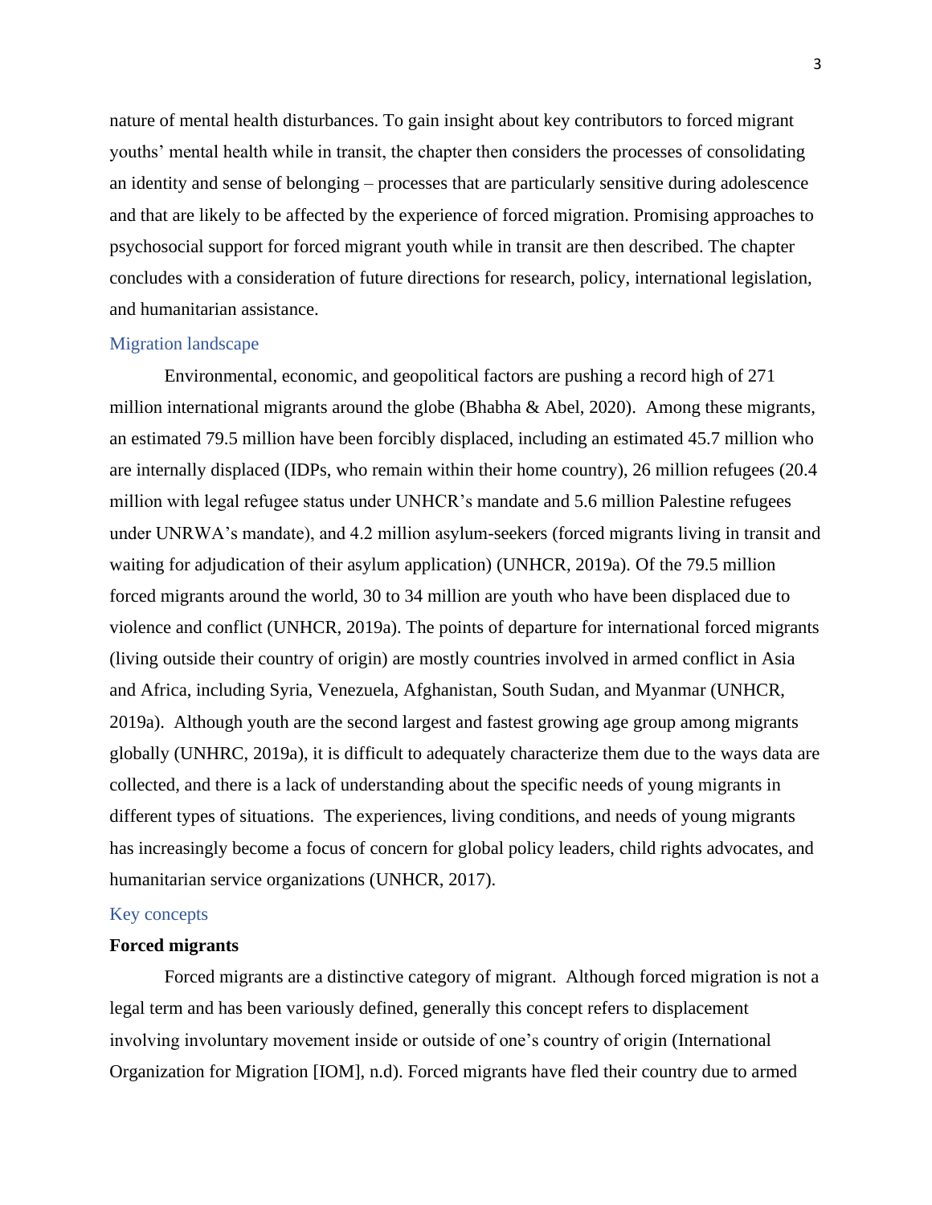nature of mental health disturbances. To gain insight about key contributors to forced migrant youths' mental health while in transit, the chapter then considers the processes of consolidating an identity and sense of belonging – processes that are particularly sensitive during adolescence and that are likely to be affected by the experience of forced migration. Promising approaches to psychosocial support for forced migrant youth while in transit are then described. The chapter concludes with a consideration of future directions for research, policy, international legislation, and humanitarian assistance.

## Migration landscape

Environmental, economic, and geopolitical factors are pushing a record high of 271 million international migrants around the globe (Bhabha & Abel, 2020). Among these migrants, an estimated 79.5 million have been forcibly displaced, including an estimated 45.7 million who are internally displaced (IDPs, who remain within their home country), 26 million refugees (20.4 million with legal refugee status under UNHCR's mandate and 5.6 million Palestine refugees under UNRWA's mandate), and 4.2 million asylum-seekers (forced migrants living in transit and waiting for adjudication of their asylum application) (UNHCR, 2019a). Of the 79.5 million forced migrants around the world, 30 to 34 million are youth who have been displaced due to violence and conflict (UNHCR, 2019a). The points of departure for international forced migrants (living outside their country of origin) are mostly countries involved in armed conflict in Asia and Africa, including Syria, Venezuela, Afghanistan, South Sudan, and Myanmar (UNHCR, 2019a). Although youth are the second largest and fastest growing age group among migrants globally (UNHRC, 2019a), it is difficult to adequately characterize them due to the ways data are collected, and there is a lack of understanding about the specific needs of young migrants in different types of situations. The experiences, living conditions, and needs of young migrants has increasingly become a focus of concern for global policy leaders, child rights advocates, and humanitarian service organizations (UNHCR, 2017).

## Key concepts

### Forced migrants

Forced migrants are a distinctive category of migrant. Although forced migration is not a legal term and has been variously defined, generally this concept refers to displacement involving involuntary movement inside or outside of one's country of origin (International Organization for Migration [IOM], n.d). Forced migrants have fled their country due to armed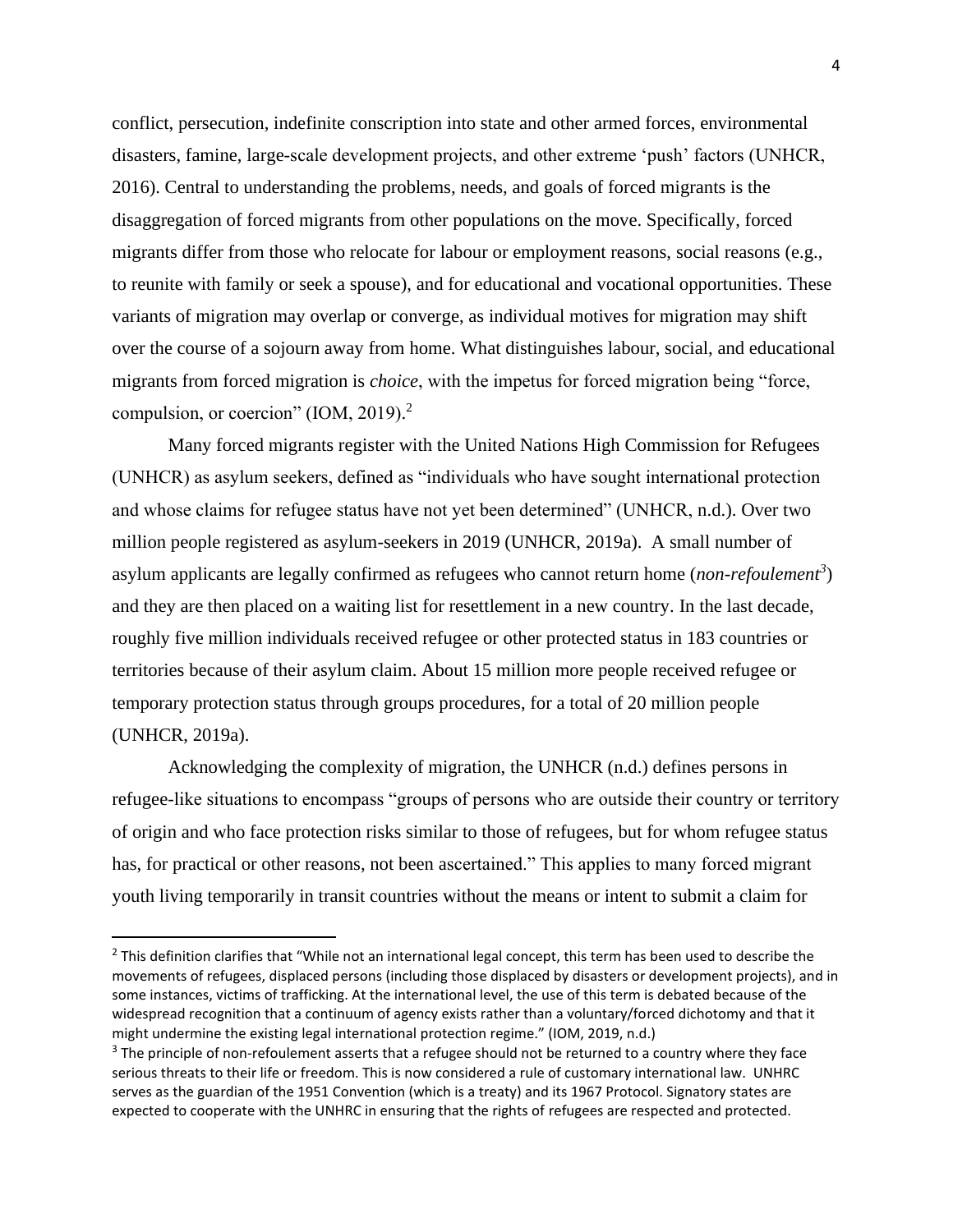conflict, persecution, indefinite conscription into state and other armed forces, environmental disasters, famine, large-scale development projects, and other extreme 'push' factors (UNHCR, 2016). Central to understanding the problems, needs, and goals of forced migrants is the disaggregation of forced migrants from other populations on the move. Specifically, forced migrants differ from those who relocate for labour or employment reasons, social reasons (e.g., to reunite with family or seek a spouse), and for educational and vocational opportunities. These variants of migration may overlap or converge, as individual motives for migration may shift over the course of a sojourn away from home. What distinguishes labour, social, and educational migrants from forced migration is *choice*, with the impetus for forced migration being "force, compulsion, or coercion" (IOM, 2019).[2]

Many forced migrants register with the United Nations High Commission for Refugees (UNHCR) as asylum seekers, defined as "individuals who have sought international protection and whose claims for refugee status have not yet been determined" (UNHCR, n.d.). Over two million people registered as asylum-seekers in 2019 (UNHCR, 2019a). A small number of asylum applicants are legally confirmed as refugees who cannot return home (*non-refoulement*[3]) and they are then placed on a waiting list for resettlement in a new country. In the last decade, roughly five million individuals received refugee or other protected status in 183 countries or territories because of their asylum claim. About 15 million more people received refugee or temporary protection status through groups procedures, for a total of 20 million people (UNHCR, 2019a).

Acknowledging the complexity of migration, the UNHCR (n.d.) defines persons in refugee-like situations to encompass "groups of persons who are outside their country or territory of origin and who face protection risks similar to those of refugees, but for whom refugee status has, for practical or other reasons, not been ascertained." This applies to many forced migrant youth living temporarily in transit countries without the means or intent to submit a claim for

---

[2] This definition clarifies that "While not an international legal concept, this term has been used to describe the movements of refugees, displaced persons (including those displaced by disasters or development projects), and in some instances, victims of trafficking. At the international level, the use of this term is debated because of the widespread recognition that a continuum of agency exists rather than a voluntary/forced dichotomy and that it might undermine the existing legal international protection regime." (IOM, 2019, n.d.)

[3] The principle of non-refoulement asserts that a refugee should not be returned to a country where they face serious threats to their life or freedom. This is now considered a rule of customary international law. UNHRC serves as the guardian of the 1951 Convention (which is a treaty) and its 1967 Protocol. Signatory states are expected to cooperate with the UNHRC in ensuring that the rights of refugees are respected and protected.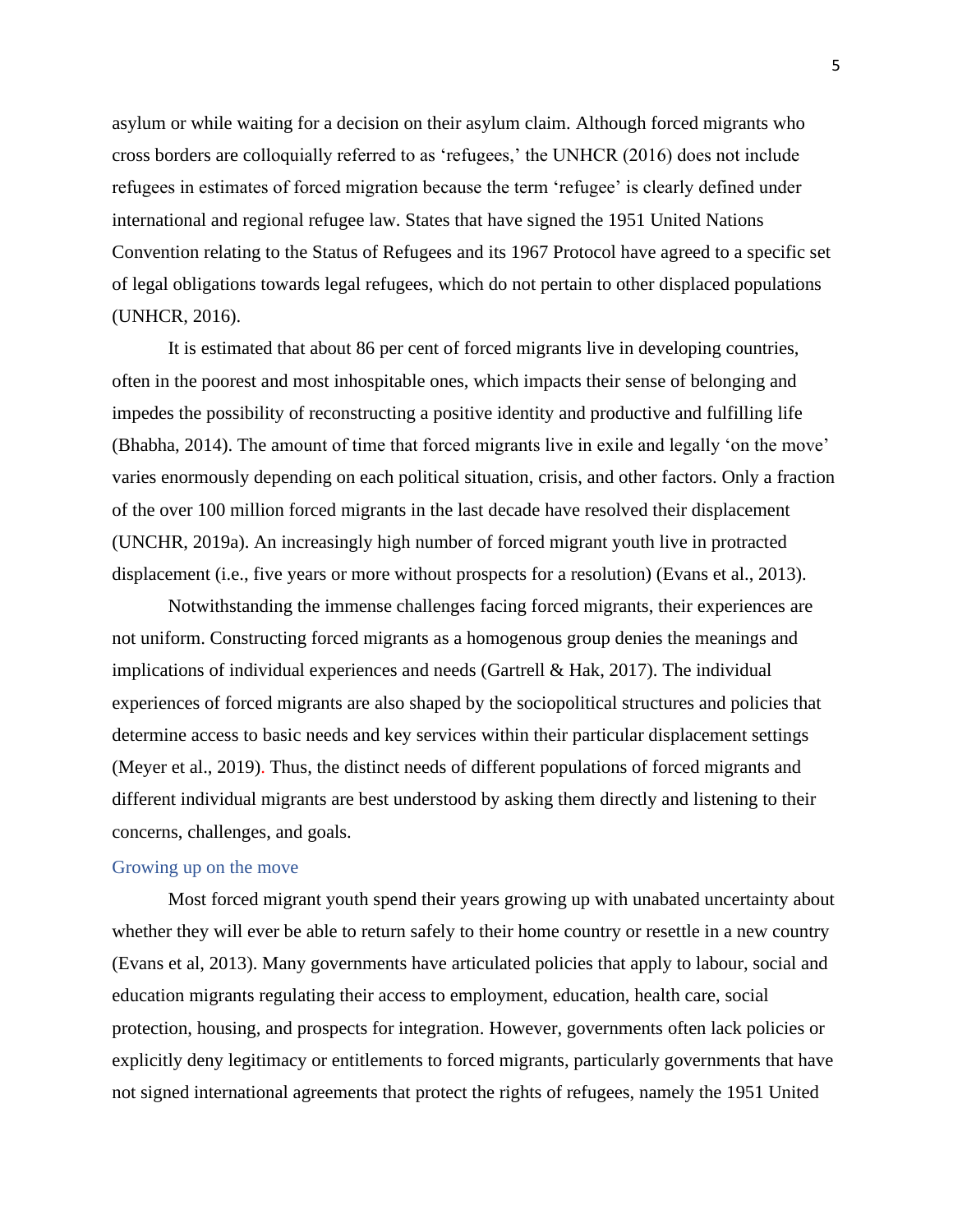asylum or while waiting for a decision on their asylum claim. Although forced migrants who cross borders are colloquially referred to as 'refugees,' the UNHCR (2016) does not include refugees in estimates of forced migration because the term 'refugee' is clearly defined under international and regional refugee law. States that have signed the 1951 United Nations Convention relating to the Status of Refugees and its 1967 Protocol have agreed to a specific set of legal obligations towards legal refugees, which do not pertain to other displaced populations (UNHCR, 2016).

It is estimated that about 86 per cent of forced migrants live in developing countries, often in the poorest and most inhospitable ones, which impacts their sense of belonging and impedes the possibility of reconstructing a positive identity and productive and fulfilling life (Bhabha, 2014). The amount of time that forced migrants live in exile and legally 'on the move' varies enormously depending on each political situation, crisis, and other factors. Only a fraction of the over 100 million forced migrants in the last decade have resolved their displacement (UNCHR, 2019a). An increasingly high number of forced migrant youth live in protracted displacement (i.e., five years or more without prospects for a resolution) (Evans et al., 2013).

Notwithstanding the immense challenges facing forced migrants, their experiences are not uniform. Constructing forced migrants as a homogenous group denies the meanings and implications of individual experiences and needs (Gartrell & Hak, 2017). The individual experiences of forced migrants are also shaped by the sociopolitical structures and policies that determine access to basic needs and key services within their particular displacement settings (Meyer et al., 2019). Thus, the distinct needs of different populations of forced migrants and different individual migrants are best understood by asking them directly and listening to their concerns, challenges, and goals.

## Growing up on the move

Most forced migrant youth spend their years growing up with unabated uncertainty about whether they will ever be able to return safely to their home country or resettle in a new country (Evans et al, 2013). Many governments have articulated policies that apply to labour, social and education migrants regulating their access to employment, education, health care, social protection, housing, and prospects for integration. However, governments often lack policies or explicitly deny legitimacy or entitlements to forced migrants, particularly governments that have not signed international agreements that protect the rights of refugees, namely the 1951 United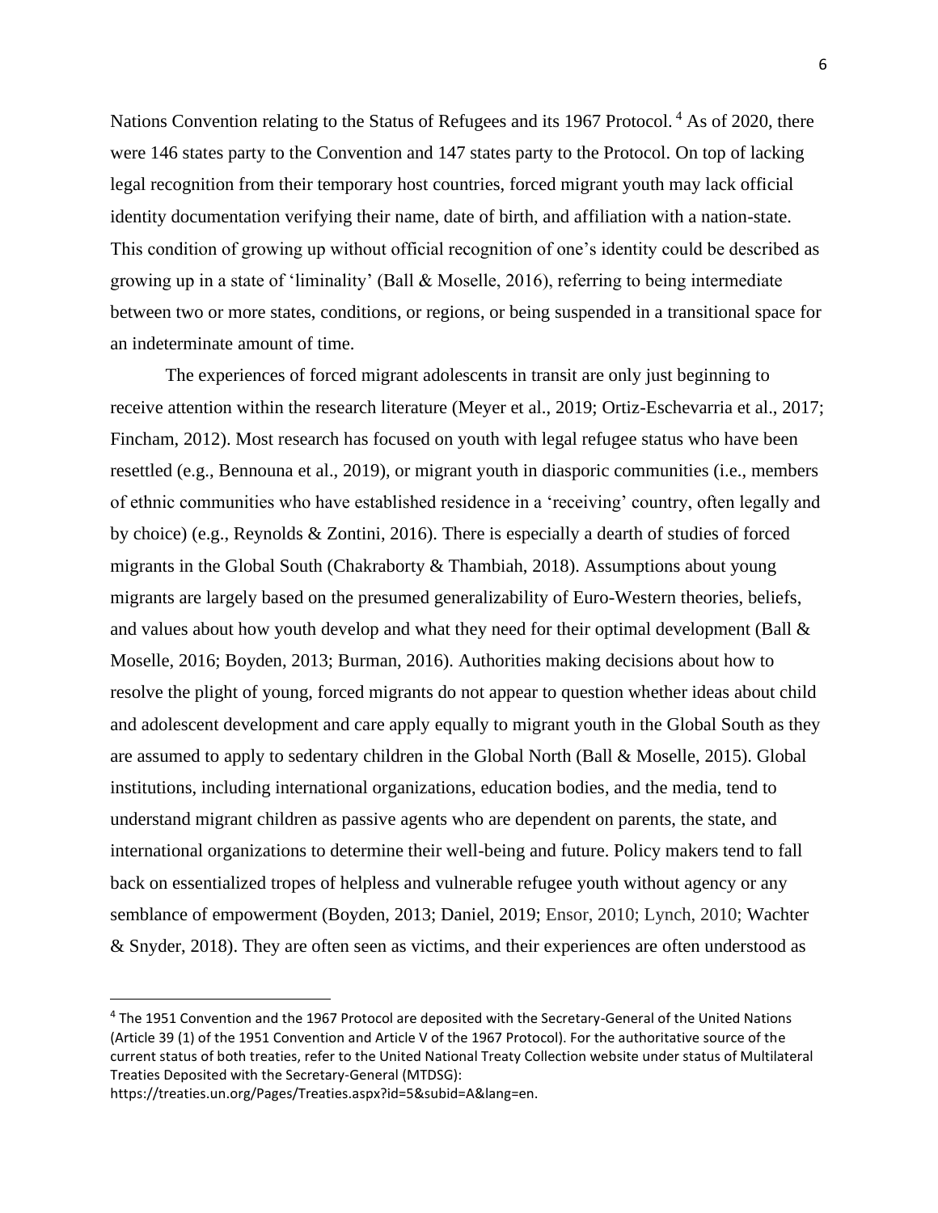Nations Convention relating to the Status of Refugees and its 1967 Protocol.[4] As of 2020, there were 146 states party to the Convention and 147 states party to the Protocol. On top of lacking legal recognition from their temporary host countries, forced migrant youth may lack official identity documentation verifying their name, date of birth, and affiliation with a nation-state. This condition of growing up without official recognition of one's identity could be described as growing up in a state of 'liminality' (Ball & Moselle, 2016), referring to being intermediate between two or more states, conditions, or regions, or being suspended in a transitional space for an indeterminate amount of time.

The experiences of forced migrant adolescents in transit are only just beginning to receive attention within the research literature (Meyer et al., 2019; Ortiz-Eschevarria et al., 2017; Fincham, 2012). Most research has focused on youth with legal refugee status who have been resettled (e.g., Bennouna et al., 2019), or migrant youth in diasporic communities (i.e., members of ethnic communities who have established residence in a 'receiving' country, often legally and by choice) (e.g., Reynolds & Zontini, 2016). There is especially a dearth of studies of forced migrants in the Global South (Chakraborty & Thambiah, 2018). Assumptions about young migrants are largely based on the presumed generalizability of Euro-Western theories, beliefs, and values about how youth develop and what they need for their optimal development (Ball & Moselle, 2016; Boyden, 2013; Burman, 2016). Authorities making decisions about how to resolve the plight of young, forced migrants do not appear to question whether ideas about child and adolescent development and care apply equally to migrant youth in the Global South as they are assumed to apply to sedentary children in the Global North (Ball & Moselle, 2015). Global institutions, including international organizations, education bodies, and the media, tend to understand migrant children as passive agents who are dependent on parents, the state, and international organizations to determine their well-being and future. Policy makers tend to fall back on essentialized tropes of helpless and vulnerable refugee youth without agency or any semblance of empowerment (Boyden, 2013; Daniel, 2019; Ensor, 2010; Lynch, 2010; Wachter & Snyder, 2018). They are often seen as victims, and their experiences are often understood as

---

[4] The 1951 Convention and the 1967 Protocol are deposited with the Secretary-General of the United Nations (Article 39 (1) of the 1951 Convention and Article V of the 1967 Protocol). For the authoritative source of the current status of both treaties, refer to the United National Treaty Collection website under status of Multilateral Treaties Deposited with the Secretary-General (MTDSG): https://treaties.un.org/Pages/Treaties.aspx?id=5&subid=A&lang=en.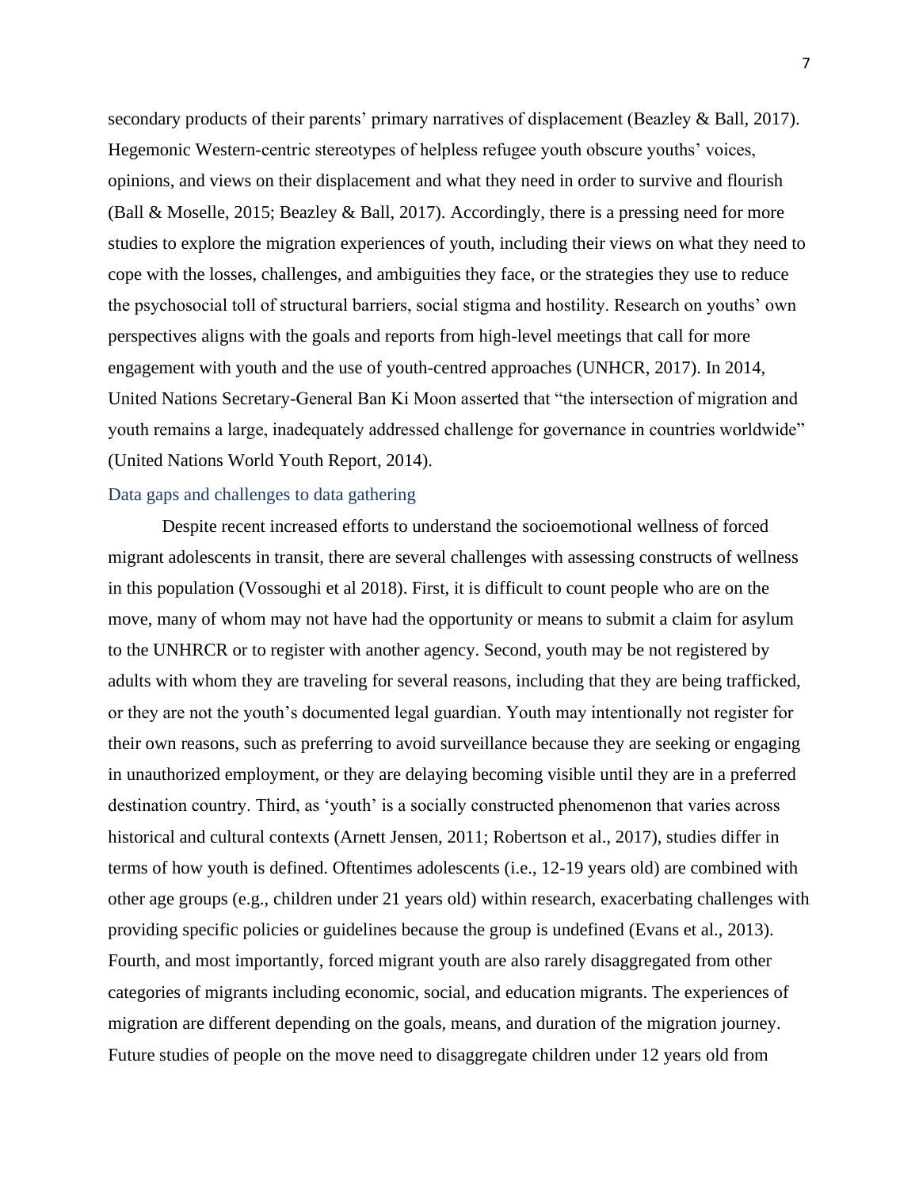secondary products of their parents' primary narratives of displacement (Beazley & Ball, 2017). Hegemonic Western-centric stereotypes of helpless refugee youth obscure youths' voices, opinions, and views on their displacement and what they need in order to survive and flourish (Ball & Moselle, 2015; Beazley & Ball, 2017). Accordingly, there is a pressing need for more studies to explore the migration experiences of youth, including their views on what they need to cope with the losses, challenges, and ambiguities they face, or the strategies they use to reduce the psychosocial toll of structural barriers, social stigma and hostility. Research on youths' own perspectives aligns with the goals and reports from high-level meetings that call for more engagement with youth and the use of youth-centred approaches (UNHCR, 2017). In 2014, United Nations Secretary-General Ban Ki Moon asserted that "the intersection of migration and youth remains a large, inadequately addressed challenge for governance in countries worldwide" (United Nations World Youth Report, 2014).

### Data gaps and challenges to data gathering

Despite recent increased efforts to understand the socioemotional wellness of forced migrant adolescents in transit, there are several challenges with assessing constructs of wellness in this population (Vossoughi et al 2018). First, it is difficult to count people who are on the move, many of whom may not have had the opportunity or means to submit a claim for asylum to the UNHRCR or to register with another agency. Second, youth may be not registered by adults with whom they are traveling for several reasons, including that they are being trafficked, or they are not the youth's documented legal guardian. Youth may intentionally not register for their own reasons, such as preferring to avoid surveillance because they are seeking or engaging in unauthorized employment, or they are delaying becoming visible until they are in a preferred destination country. Third, as 'youth' is a socially constructed phenomenon that varies across historical and cultural contexts (Arnett Jensen, 2011; Robertson et al., 2017), studies differ in terms of how youth is defined. Oftentimes adolescents (i.e., 12-19 years old) are combined with other age groups (e.g., children under 21 years old) within research, exacerbating challenges with providing specific policies or guidelines because the group is undefined (Evans et al., 2013). Fourth, and most importantly, forced migrant youth are also rarely disaggregated from other categories of migrants including economic, social, and education migrants. The experiences of migration are different depending on the goals, means, and duration of the migration journey. Future studies of people on the move need to disaggregate children under 12 years old from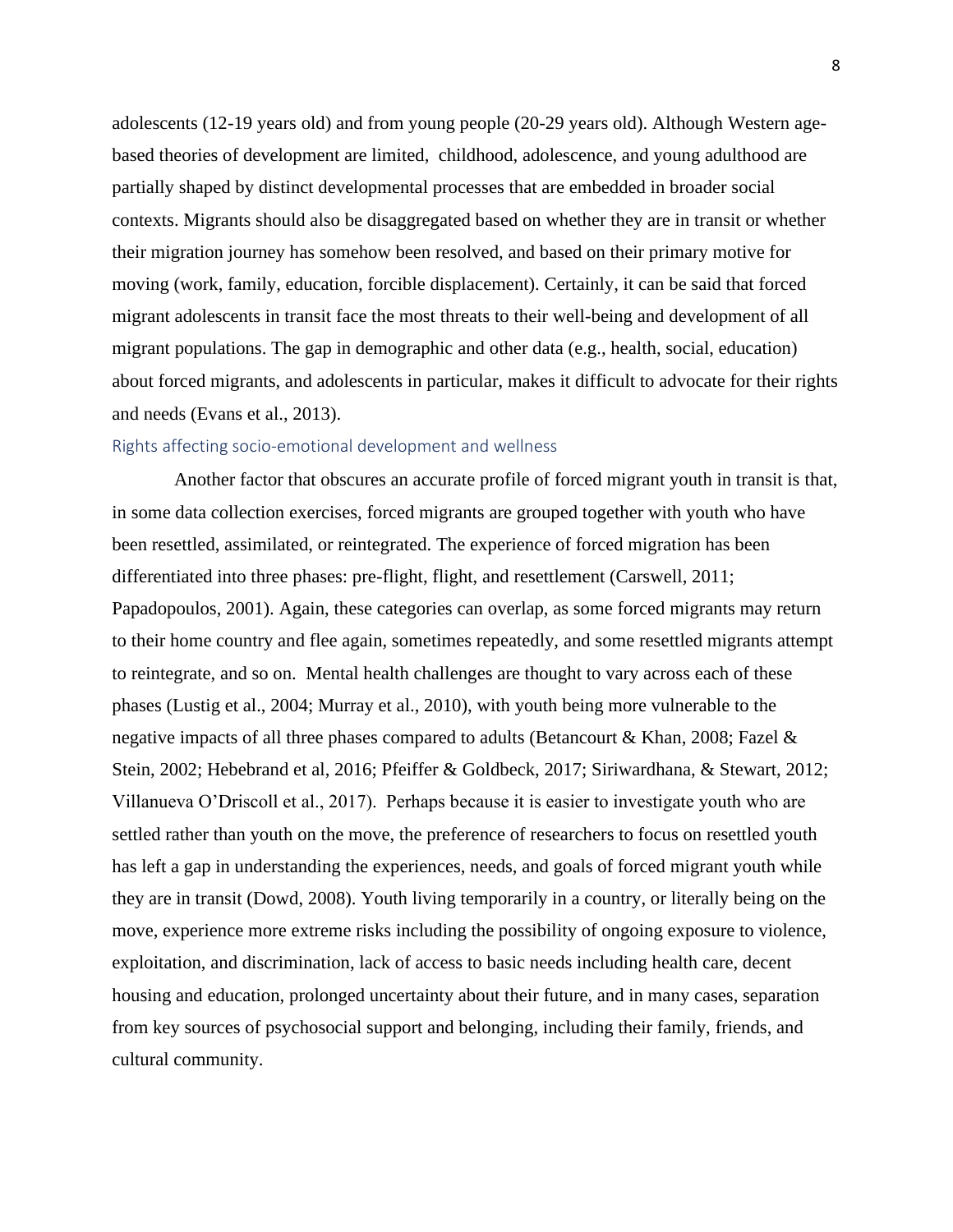adolescents (12-19 years old) and from young people (20-29 years old). Although Western age-based theories of development are limited, childhood, adolescence, and young adulthood are partially shaped by distinct developmental processes that are embedded in broader social contexts. Migrants should also be disaggregated based on whether they are in transit or whether their migration journey has somehow been resolved, and based on their primary motive for moving (work, family, education, forcible displacement). Certainly, it can be said that forced migrant adolescents in transit face the most threats to their well-being and development of all migrant populations. The gap in demographic and other data (e.g., health, social, education) about forced migrants, and adolescents in particular, makes it difficult to advocate for their rights and needs (Evans et al., 2013).

### Rights affecting socio-emotional development and wellness

Another factor that obscures an accurate profile of forced migrant youth in transit is that, in some data collection exercises, forced migrants are grouped together with youth who have been resettled, assimilated, or reintegrated. The experience of forced migration has been differentiated into three phases: pre-flight, flight, and resettlement (Carswell, 2011; Papadopoulos, 2001). Again, these categories can overlap, as some forced migrants may return to their home country and flee again, sometimes repeatedly, and some resettled migrants attempt to reintegrate, and so on. Mental health challenges are thought to vary across each of these phases (Lustig et al., 2004; Murray et al., 2010), with youth being more vulnerable to the negative impacts of all three phases compared to adults (Betancourt & Khan, 2008; Fazel & Stein, 2002; Hebebrand et al, 2016; Pfeiffer & Goldbeck, 2017; Siriwardhana, & Stewart, 2012; Villanueva O'Driscoll et al., 2017). Perhaps because it is easier to investigate youth who are settled rather than youth on the move, the preference of researchers to focus on resettled youth has left a gap in understanding the experiences, needs, and goals of forced migrant youth while they are in transit (Dowd, 2008). Youth living temporarily in a country, or literally being on the move, experience more extreme risks including the possibility of ongoing exposure to violence, exploitation, and discrimination, lack of access to basic needs including health care, decent housing and education, prolonged uncertainty about their future, and in many cases, separation from key sources of psychosocial support and belonging, including their family, friends, and cultural community.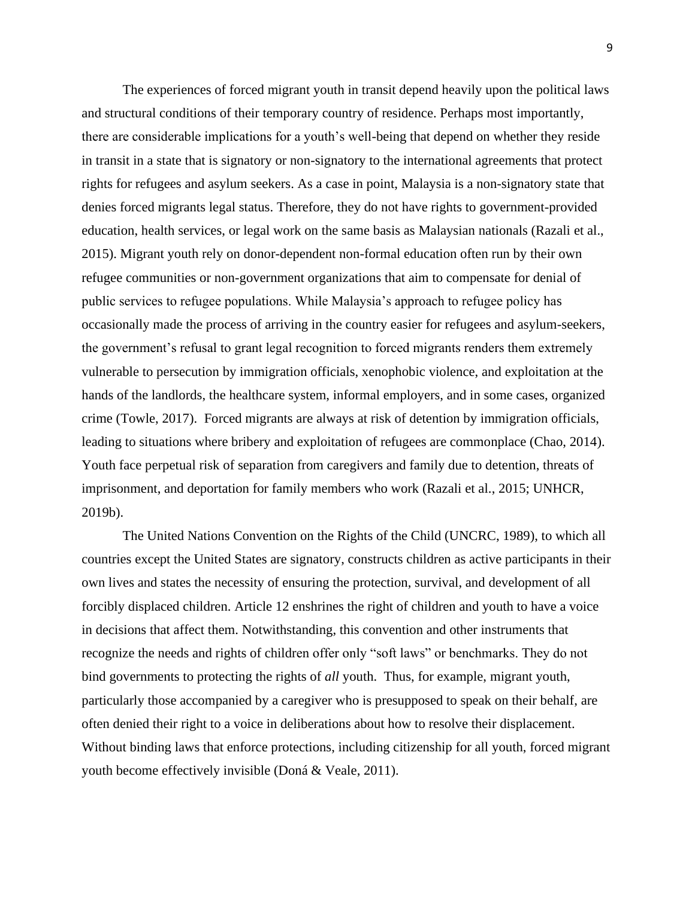The experiences of forced migrant youth in transit depend heavily upon the political laws and structural conditions of their temporary country of residence. Perhaps most importantly, there are considerable implications for a youth's well-being that depend on whether they reside in transit in a state that is signatory or non-signatory to the international agreements that protect rights for refugees and asylum seekers. As a case in point, Malaysia is a non-signatory state that denies forced migrants legal status. Therefore, they do not have rights to government-provided education, health services, or legal work on the same basis as Malaysian nationals (Razali et al., 2015). Migrant youth rely on donor-dependent non-formal education often run by their own refugee communities or non-government organizations that aim to compensate for denial of public services to refugee populations. While Malaysia's approach to refugee policy has occasionally made the process of arriving in the country easier for refugees and asylum-seekers, the government's refusal to grant legal recognition to forced migrants renders them extremely vulnerable to persecution by immigration officials, xenophobic violence, and exploitation at the hands of the landlords, the healthcare system, informal employers, and in some cases, organized crime (Towle, 2017). Forced migrants are always at risk of detention by immigration officials, leading to situations where bribery and exploitation of refugees are commonplace (Chao, 2014). Youth face perpetual risk of separation from caregivers and family due to detention, threats of imprisonment, and deportation for family members who work (Razali et al., 2015; UNHCR, 2019b).

The United Nations Convention on the Rights of the Child (UNCRC, 1989), to which all countries except the United States are signatory, constructs children as active participants in their own lives and states the necessity of ensuring the protection, survival, and development of all forcibly displaced children. Article 12 enshrines the right of children and youth to have a voice in decisions that affect them. Notwithstanding, this convention and other instruments that recognize the needs and rights of children offer only "soft laws" or benchmarks. They do not bind governments to protecting the rights of *all* youth. Thus, for example, migrant youth, particularly those accompanied by a caregiver who is presupposed to speak on their behalf, are often denied their right to a voice in deliberations about how to resolve their displacement. Without binding laws that enforce protections, including citizenship for all youth, forced migrant youth become effectively invisible (Doná & Veale, 2011).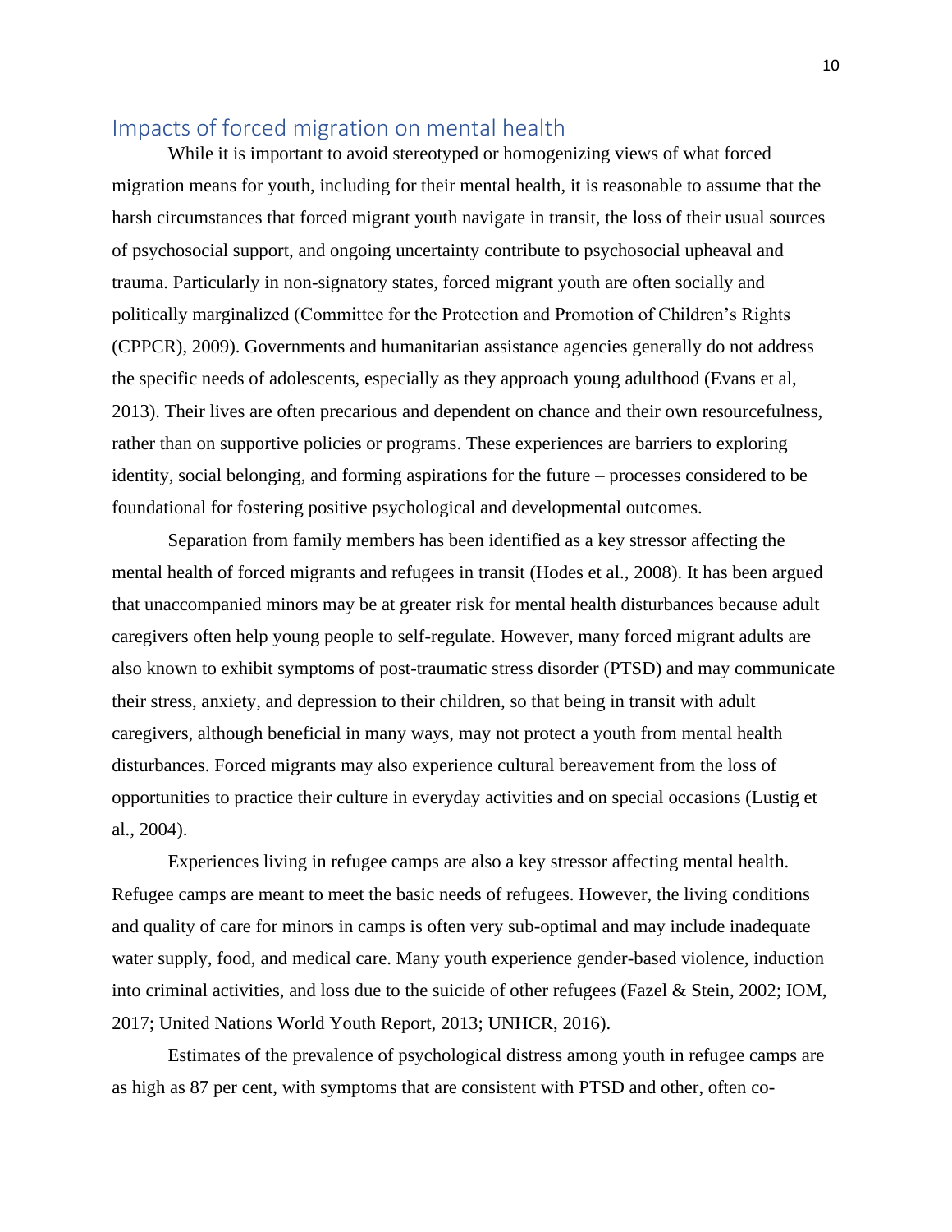## Impacts of forced migration on mental health

While it is important to avoid stereotyped or homogenizing views of what forced migration means for youth, including for their mental health, it is reasonable to assume that the harsh circumstances that forced migrant youth navigate in transit, the loss of their usual sources of psychosocial support, and ongoing uncertainty contribute to psychosocial upheaval and trauma. Particularly in non-signatory states, forced migrant youth are often socially and politically marginalized (Committee for the Protection and Promotion of Children's Rights (CPPCR), 2009). Governments and humanitarian assistance agencies generally do not address the specific needs of adolescents, especially as they approach young adulthood (Evans et al, 2013). Their lives are often precarious and dependent on chance and their own resourcefulness, rather than on supportive policies or programs. These experiences are barriers to exploring identity, social belonging, and forming aspirations for the future – processes considered to be foundational for fostering positive psychological and developmental outcomes.

Separation from family members has been identified as a key stressor affecting the mental health of forced migrants and refugees in transit (Hodes et al., 2008). It has been argued that unaccompanied minors may be at greater risk for mental health disturbances because adult caregivers often help young people to self-regulate. However, many forced migrant adults are also known to exhibit symptoms of post-traumatic stress disorder (PTSD) and may communicate their stress, anxiety, and depression to their children, so that being in transit with adult caregivers, although beneficial in many ways, may not protect a youth from mental health disturbances. Forced migrants may also experience cultural bereavement from the loss of opportunities to practice their culture in everyday activities and on special occasions (Lustig et al., 2004).

Experiences living in refugee camps are also a key stressor affecting mental health. Refugee camps are meant to meet the basic needs of refugees. However, the living conditions and quality of care for minors in camps is often very sub-optimal and may include inadequate water supply, food, and medical care. Many youth experience gender-based violence, induction into criminal activities, and loss due to the suicide of other refugees (Fazel & Stein, 2002; IOM, 2017; United Nations World Youth Report, 2013; UNHCR, 2016).

Estimates of the prevalence of psychological distress among youth in refugee camps are as high as 87 per cent, with symptoms that are consistent with PTSD and other, often co-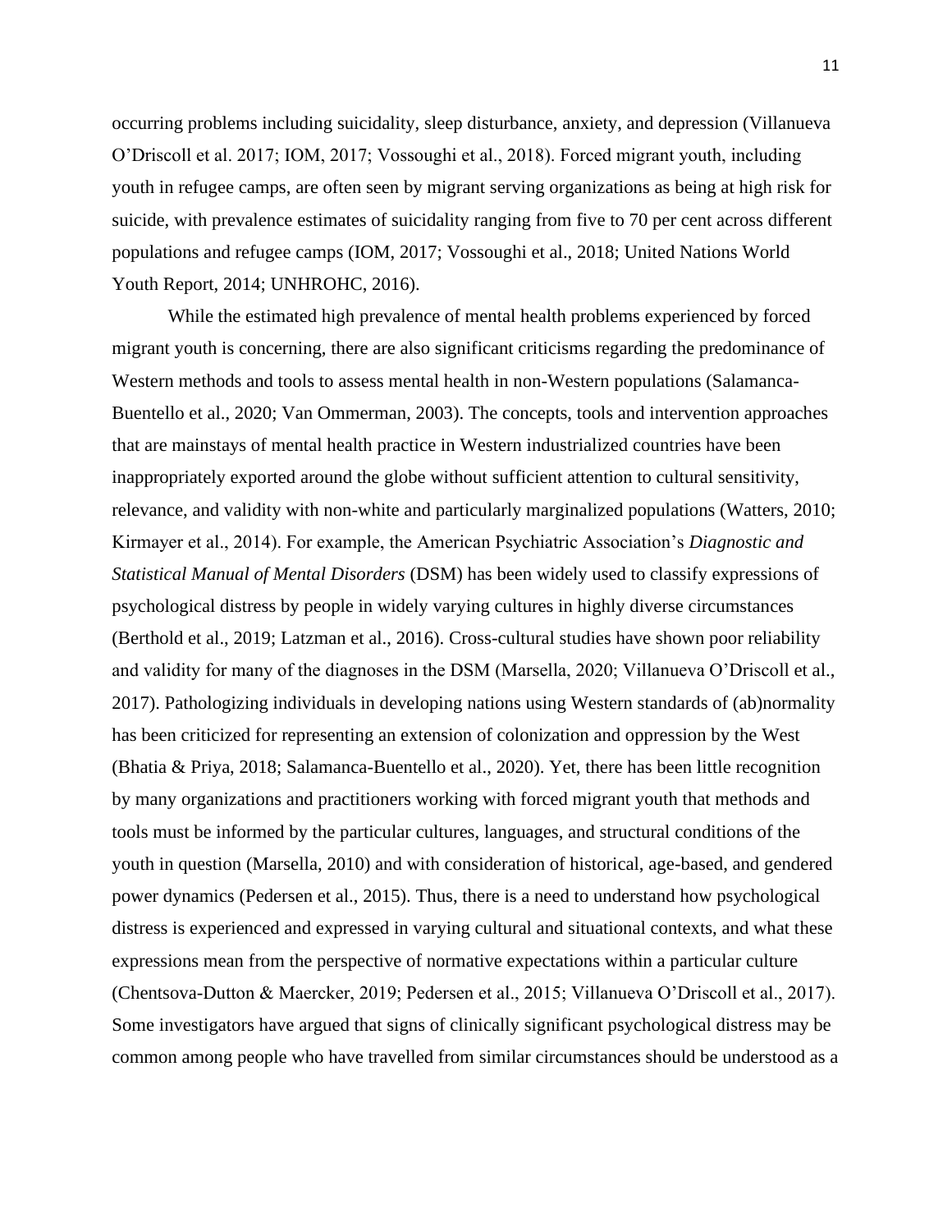occurring problems including suicidality, sleep disturbance, anxiety, and depression (Villanueva O'Driscoll et al. 2017; IOM, 2017; Vossoughi et al., 2018). Forced migrant youth, including youth in refugee camps, are often seen by migrant serving organizations as being at high risk for suicide, with prevalence estimates of suicidality ranging from five to 70 per cent across different populations and refugee camps (IOM, 2017; Vossoughi et al., 2018; United Nations World Youth Report, 2014; UNHROHC, 2016).

While the estimated high prevalence of mental health problems experienced by forced migrant youth is concerning, there are also significant criticisms regarding the predominance of Western methods and tools to assess mental health in non-Western populations (Salamanca-Buentello et al., 2020; Van Ommerman, 2003). The concepts, tools and intervention approaches that are mainstays of mental health practice in Western industrialized countries have been inappropriately exported around the globe without sufficient attention to cultural sensitivity, relevance, and validity with non-white and particularly marginalized populations (Watters, 2010; Kirmayer et al., 2014). For example, the American Psychiatric Association's *Diagnostic and Statistical Manual of Mental Disorders* (DSM) has been widely used to classify expressions of psychological distress by people in widely varying cultures in highly diverse circumstances (Berthold et al., 2019; Latzman et al., 2016). Cross-cultural studies have shown poor reliability and validity for many of the diagnoses in the DSM (Marsella, 2020; Villanueva O'Driscoll et al., 2017). Pathologizing individuals in developing nations using Western standards of (ab)normality has been criticized for representing an extension of colonization and oppression by the West (Bhatia & Priya, 2018; Salamanca-Buentello et al., 2020). Yet, there has been little recognition by many organizations and practitioners working with forced migrant youth that methods and tools must be informed by the particular cultures, languages, and structural conditions of the youth in question (Marsella, 2010) and with consideration of historical, age-based, and gendered power dynamics (Pedersen et al., 2015). Thus, there is a need to understand how psychological distress is experienced and expressed in varying cultural and situational contexts, and what these expressions mean from the perspective of normative expectations within a particular culture (Chentsova-Dutton & Maercker, 2019; Pedersen et al., 2015; Villanueva O'Driscoll et al., 2017). Some investigators have argued that signs of clinically significant psychological distress may be common among people who have travelled from similar circumstances should be understood as a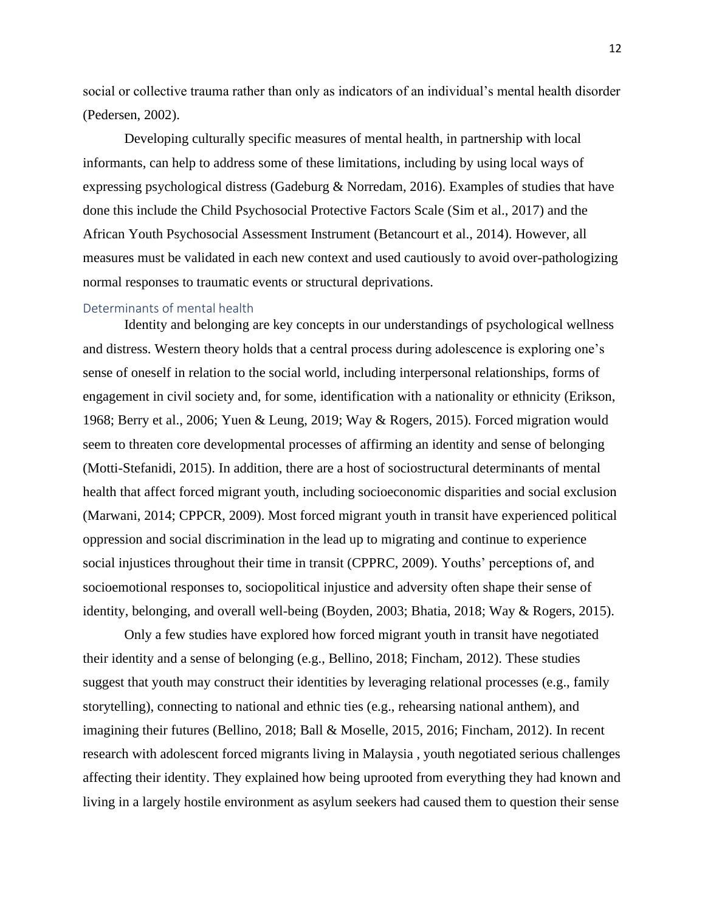social or collective trauma rather than only as indicators of an individual's mental health disorder (Pedersen, 2002).

Developing culturally specific measures of mental health, in partnership with local informants, can help to address some of these limitations, including by using local ways of expressing psychological distress (Gadeburg & Norredam, 2016). Examples of studies that have done this include the Child Psychosocial Protective Factors Scale (Sim et al., 2017) and the African Youth Psychosocial Assessment Instrument (Betancourt et al., 2014). However, all measures must be validated in each new context and used cautiously to avoid over-pathologizing normal responses to traumatic events or structural deprivations.

### Determinants of mental health

Identity and belonging are key concepts in our understandings of psychological wellness and distress. Western theory holds that a central process during adolescence is exploring one's sense of oneself in relation to the social world, including interpersonal relationships, forms of engagement in civil society and, for some, identification with a nationality or ethnicity (Erikson, 1968; Berry et al., 2006; Yuen & Leung, 2019; Way & Rogers, 2015). Forced migration would seem to threaten core developmental processes of affirming an identity and sense of belonging (Motti-Stefanidi, 2015). In addition, there are a host of sociostructural determinants of mental health that affect forced migrant youth, including socioeconomic disparities and social exclusion (Marwani, 2014; CPPCR, 2009). Most forced migrant youth in transit have experienced political oppression and social discrimination in the lead up to migrating and continue to experience social injustices throughout their time in transit (CPPRC, 2009). Youths' perceptions of, and socioemotional responses to, sociopolitical injustice and adversity often shape their sense of identity, belonging, and overall well-being (Boyden, 2003; Bhatia, 2018; Way & Rogers, 2015).

Only a few studies have explored how forced migrant youth in transit have negotiated their identity and a sense of belonging (e.g., Bellino, 2018; Fincham, 2012). These studies suggest that youth may construct their identities by leveraging relational processes (e.g., family storytelling), connecting to national and ethnic ties (e.g., rehearsing national anthem), and imagining their futures (Bellino, 2018; Ball & Moselle, 2015, 2016; Fincham, 2012). In recent research with adolescent forced migrants living in Malaysia , youth negotiated serious challenges affecting their identity. They explained how being uprooted from everything they had known and living in a largely hostile environment as asylum seekers had caused them to question their sense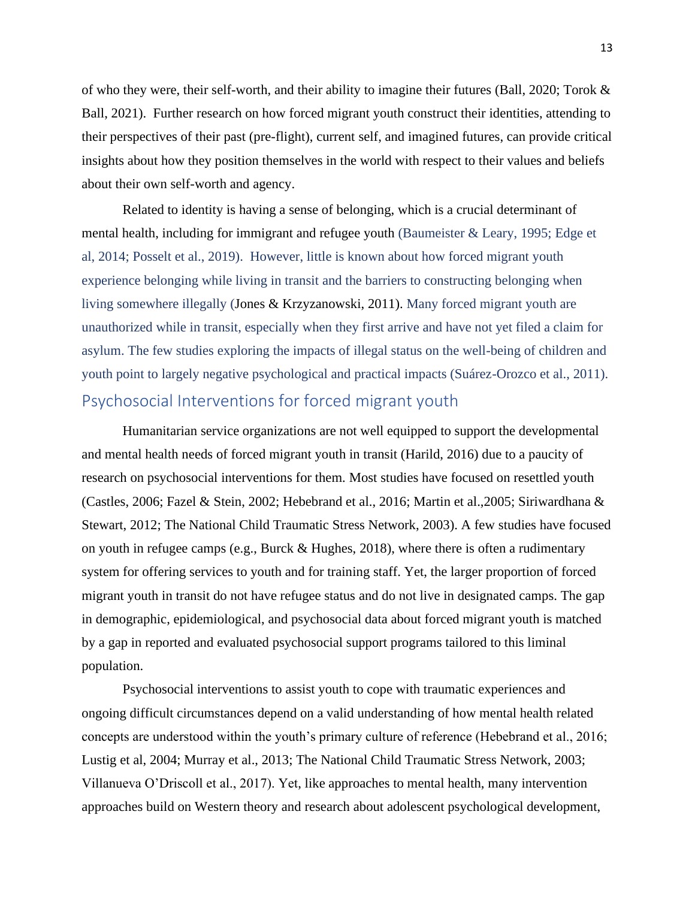of who they were, their self-worth, and their ability to imagine their futures (Ball, 2020; Torok & Ball, 2021). Further research on how forced migrant youth construct their identities, attending to their perspectives of their past (pre-flight), current self, and imagined futures, can provide critical insights about how they position themselves in the world with respect to their values and beliefs about their own self-worth and agency.

Related to identity is having a sense of belonging, which is a crucial determinant of mental health, including for immigrant and refugee youth (Baumeister & Leary, 1995; Edge et al, 2014; Posselt et al., 2019). However, little is known about how forced migrant youth experience belonging while living in transit and the barriers to constructing belonging when living somewhere illegally (Jones & Krzyzanowski, 2011). Many forced migrant youth are unauthorized while in transit, especially when they first arrive and have not yet filed a claim for asylum. The few studies exploring the impacts of illegal status on the well-being of children and youth point to largely negative psychological and practical impacts (Suárez-Orozco et al., 2011).

## Psychosocial Interventions for forced migrant youth

Humanitarian service organizations are not well equipped to support the developmental and mental health needs of forced migrant youth in transit (Harild, 2016) due to a paucity of research on psychosocial interventions for them. Most studies have focused on resettled youth (Castles, 2006; Fazel & Stein, 2002; Hebebrand et al., 2016; Martin et al.,2005; Siriwardhana & Stewart, 2012; The National Child Traumatic Stress Network, 2003). A few studies have focused on youth in refugee camps (e.g., Burck & Hughes, 2018), where there is often a rudimentary system for offering services to youth and for training staff. Yet, the larger proportion of forced migrant youth in transit do not have refugee status and do not live in designated camps. The gap in demographic, epidemiological, and psychosocial data about forced migrant youth is matched by a gap in reported and evaluated psychosocial support programs tailored to this liminal population.

Psychosocial interventions to assist youth to cope with traumatic experiences and ongoing difficult circumstances depend on a valid understanding of how mental health related concepts are understood within the youth's primary culture of reference (Hebebrand et al., 2016; Lustig et al, 2004; Murray et al., 2013; The National Child Traumatic Stress Network, 2003; Villanueva O'Driscoll et al., 2017). Yet, like approaches to mental health, many intervention approaches build on Western theory and research about adolescent psychological development,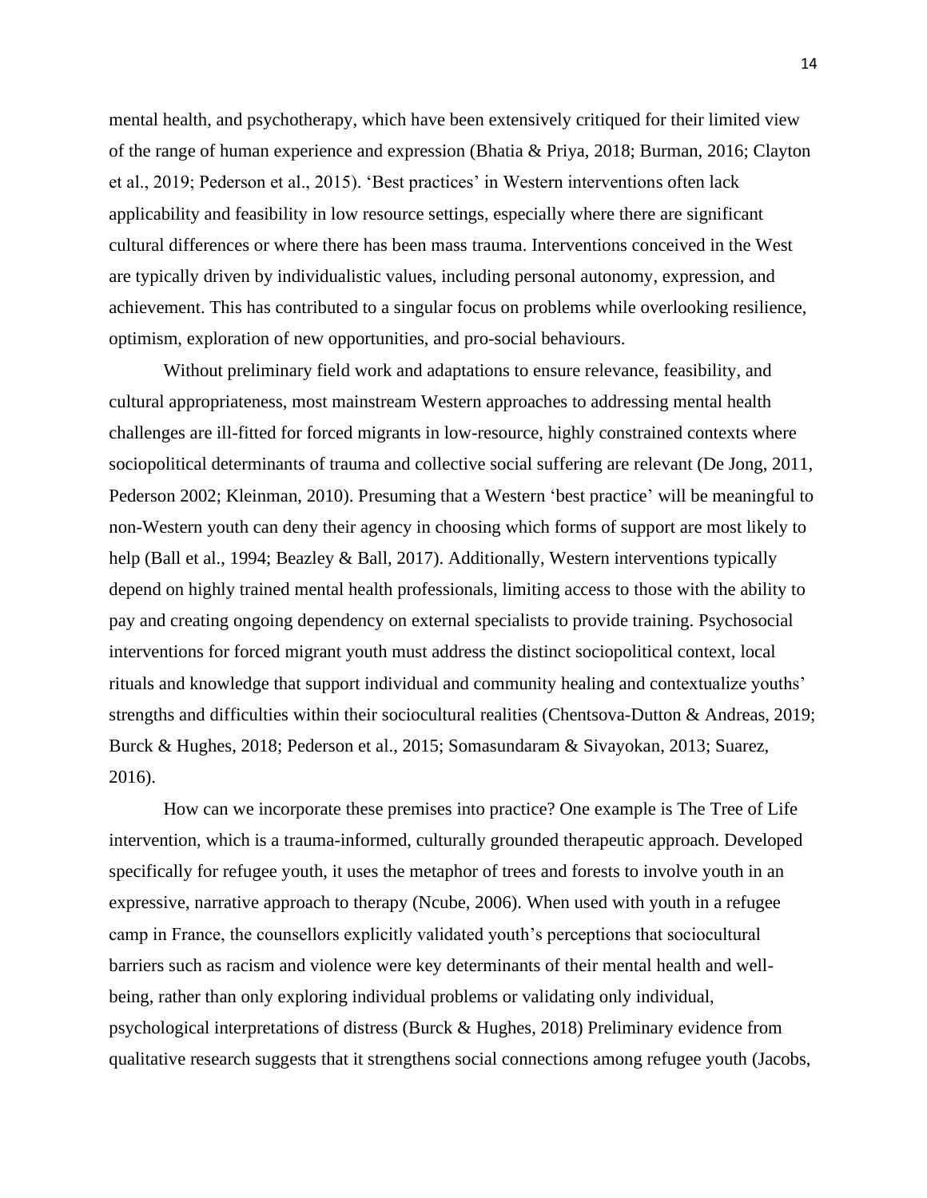mental health, and psychotherapy, which have been extensively critiqued for their limited view of the range of human experience and expression (Bhatia & Priya, 2018; Burman, 2016; Clayton et al., 2019; Pederson et al., 2015). 'Best practices' in Western interventions often lack applicability and feasibility in low resource settings, especially where there are significant cultural differences or where there has been mass trauma. Interventions conceived in the West are typically driven by individualistic values, including personal autonomy, expression, and achievement. This has contributed to a singular focus on problems while overlooking resilience, optimism, exploration of new opportunities, and pro-social behaviours.

Without preliminary field work and adaptations to ensure relevance, feasibility, and cultural appropriateness, most mainstream Western approaches to addressing mental health challenges are ill-fitted for forced migrants in low-resource, highly constrained contexts where sociopolitical determinants of trauma and collective social suffering are relevant (De Jong, 2011, Pederson 2002; Kleinman, 2010). Presuming that a Western 'best practice' will be meaningful to non-Western youth can deny their agency in choosing which forms of support are most likely to help (Ball et al., 1994; Beazley & Ball, 2017). Additionally, Western interventions typically depend on highly trained mental health professionals, limiting access to those with the ability to pay and creating ongoing dependency on external specialists to provide training. Psychosocial interventions for forced migrant youth must address the distinct sociopolitical context, local rituals and knowledge that support individual and community healing and contextualize youths' strengths and difficulties within their sociocultural realities (Chentsova-Dutton & Andreas, 2019; Burck & Hughes, 2018; Pederson et al., 2015; Somasundaram & Sivayokan, 2013; Suarez, 2016).

How can we incorporate these premises into practice? One example is The Tree of Life intervention, which is a trauma-informed, culturally grounded therapeutic approach. Developed specifically for refugee youth, it uses the metaphor of trees and forests to involve youth in an expressive, narrative approach to therapy (Ncube, 2006). When used with youth in a refugee camp in France, the counsellors explicitly validated youth's perceptions that sociocultural barriers such as racism and violence were key determinants of their mental health and well-being, rather than only exploring individual problems or validating only individual, psychological interpretations of distress (Burck & Hughes, 2018) Preliminary evidence from qualitative research suggests that it strengthens social connections among refugee youth (Jacobs,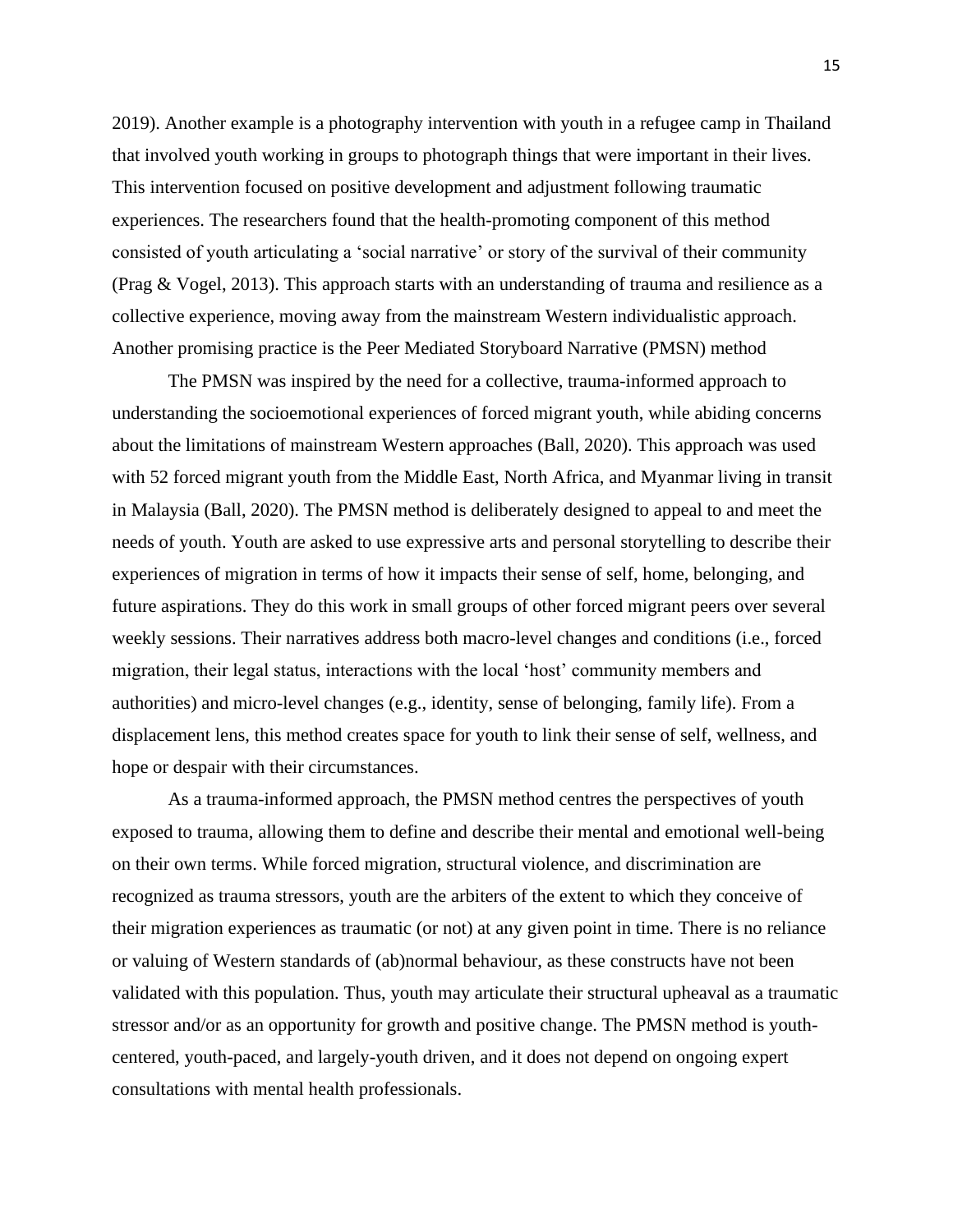2019). Another example is a photography intervention with youth in a refugee camp in Thailand that involved youth working in groups to photograph things that were important in their lives. This intervention focused on positive development and adjustment following traumatic experiences. The researchers found that the health-promoting component of this method consisted of youth articulating a 'social narrative' or story of the survival of their community (Prag & Vogel, 2013). This approach starts with an understanding of trauma and resilience as a collective experience, moving away from the mainstream Western individualistic approach. Another promising practice is the Peer Mediated Storyboard Narrative (PMSN) method

The PMSN was inspired by the need for a collective, trauma-informed approach to understanding the socioemotional experiences of forced migrant youth, while abiding concerns about the limitations of mainstream Western approaches (Ball, 2020). This approach was used with 52 forced migrant youth from the Middle East, North Africa, and Myanmar living in transit in Malaysia (Ball, 2020). The PMSN method is deliberately designed to appeal to and meet the needs of youth. Youth are asked to use expressive arts and personal storytelling to describe their experiences of migration in terms of how it impacts their sense of self, home, belonging, and future aspirations. They do this work in small groups of other forced migrant peers over several weekly sessions. Their narratives address both macro-level changes and conditions (i.e., forced migration, their legal status, interactions with the local 'host' community members and authorities) and micro-level changes (e.g., identity, sense of belonging, family life). From a displacement lens, this method creates space for youth to link their sense of self, wellness, and hope or despair with their circumstances.

As a trauma-informed approach, the PMSN method centres the perspectives of youth exposed to trauma, allowing them to define and describe their mental and emotional well-being on their own terms. While forced migration, structural violence, and discrimination are recognized as trauma stressors, youth are the arbiters of the extent to which they conceive of their migration experiences as traumatic (or not) at any given point in time. There is no reliance or valuing of Western standards of (ab)normal behaviour, as these constructs have not been validated with this population. Thus, youth may articulate their structural upheaval as a traumatic stressor and/or as an opportunity for growth and positive change. The PMSN method is youth-centered, youth-paced, and largely-youth driven, and it does not depend on ongoing expert consultations with mental health professionals.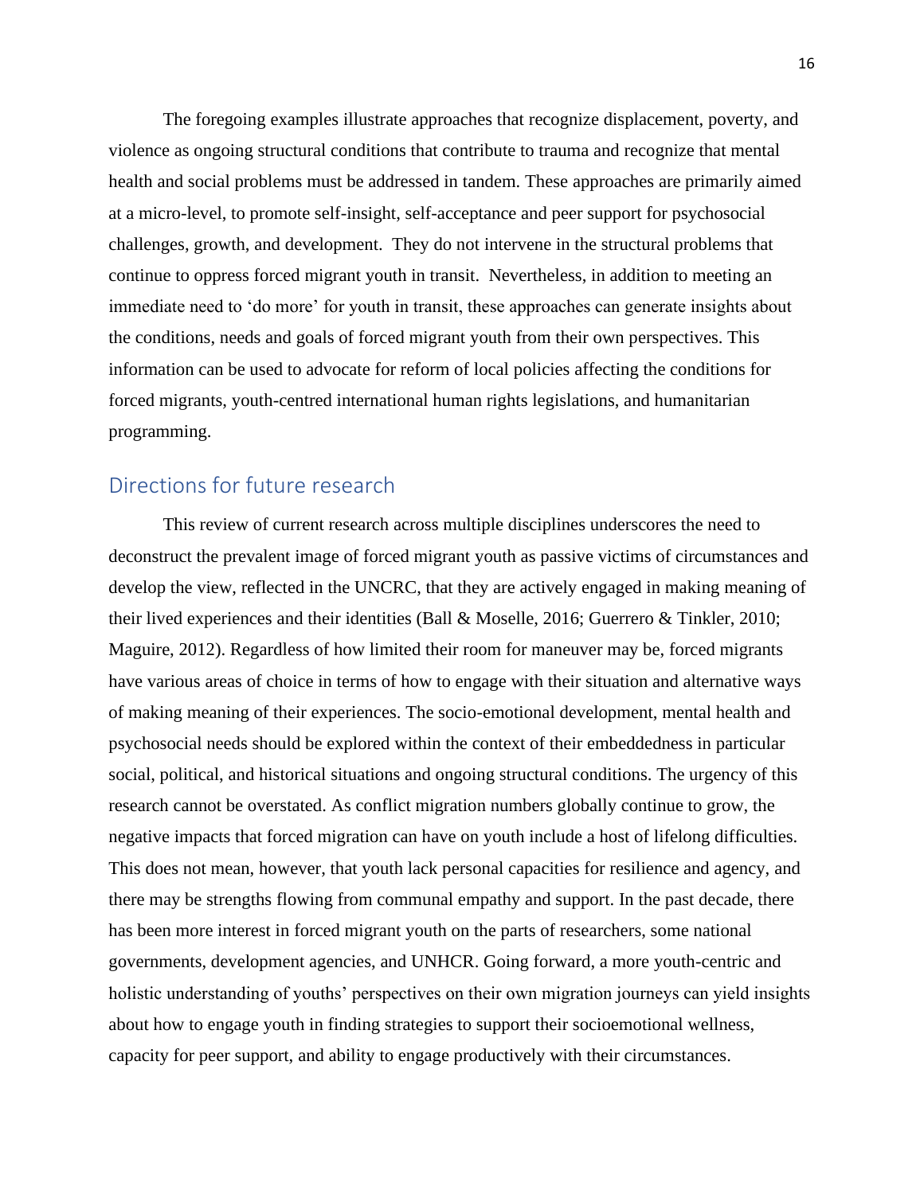The foregoing examples illustrate approaches that recognize displacement, poverty, and violence as ongoing structural conditions that contribute to trauma and recognize that mental health and social problems must be addressed in tandem. These approaches are primarily aimed at a micro-level, to promote self-insight, self-acceptance and peer support for psychosocial challenges, growth, and development. They do not intervene in the structural problems that continue to oppress forced migrant youth in transit. Nevertheless, in addition to meeting an immediate need to 'do more' for youth in transit, these approaches can generate insights about the conditions, needs and goals of forced migrant youth from their own perspectives. This information can be used to advocate for reform of local policies affecting the conditions for forced migrants, youth-centred international human rights legislations, and humanitarian programming.

## Directions for future research

This review of current research across multiple disciplines underscores the need to deconstruct the prevalent image of forced migrant youth as passive victims of circumstances and develop the view, reflected in the UNCRC, that they are actively engaged in making meaning of their lived experiences and their identities (Ball & Moselle, 2016; Guerrero & Tinkler, 2010; Maguire, 2012). Regardless of how limited their room for maneuver may be, forced migrants have various areas of choice in terms of how to engage with their situation and alternative ways of making meaning of their experiences. The socio-emotional development, mental health and psychosocial needs should be explored within the context of their embeddedness in particular social, political, and historical situations and ongoing structural conditions. The urgency of this research cannot be overstated. As conflict migration numbers globally continue to grow, the negative impacts that forced migration can have on youth include a host of lifelong difficulties. This does not mean, however, that youth lack personal capacities for resilience and agency, and there may be strengths flowing from communal empathy and support. In the past decade, there has been more interest in forced migrant youth on the parts of researchers, some national governments, development agencies, and UNHCR. Going forward, a more youth-centric and holistic understanding of youths' perspectives on their own migration journeys can yield insights about how to engage youth in finding strategies to support their socioemotional wellness, capacity for peer support, and ability to engage productively with their circumstances.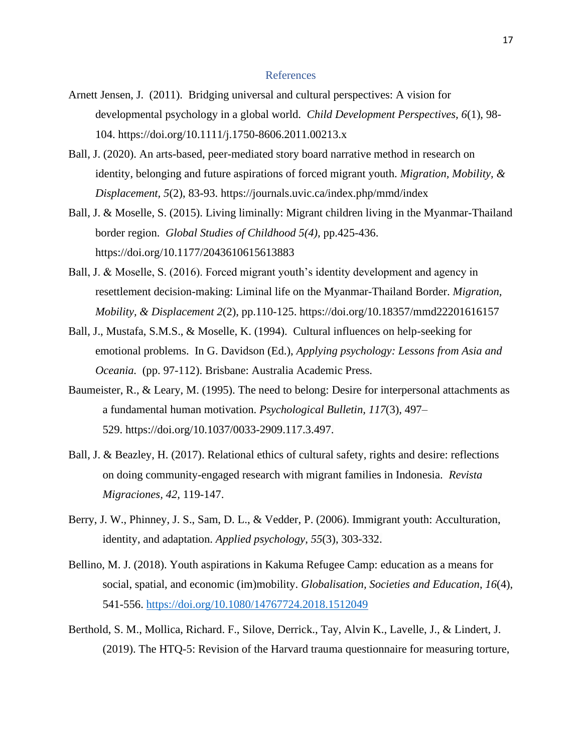## References

Arnett Jensen, J. (2011). Bridging universal and cultural perspectives: A vision for developmental psychology in a global world. *Child Development Perspectives, 6*(1), 98-104. https://doi.org/10.1111/j.1750-8606.2011.00213.x

Ball, J. (2020). An arts-based, peer-mediated story board narrative method in research on identity, belonging and future aspirations of forced migrant youth. *Migration, Mobility, & Displacement, 5*(2), 83-93. https://journals.uvic.ca/index.php/mmd/index

Ball, J. & Moselle, S. (2015). Living liminally: Migrant children living in the Myanmar-Thailand border region. *Global Studies of Childhood 5(4),* pp.425-436. https://doi.org/10.1177/2043610615613883

Ball, J. & Moselle, S. (2016). Forced migrant youth's identity development and agency in resettlement decision-making: Liminal life on the Myanmar-Thailand Border. *Migration, Mobility, & Displacement 2*(2), pp.110-125. https://doi.org/10.18357/mmd22201616157

Ball, J., Mustafa, S.M.S., & Moselle, K. (1994). Cultural influences on help-seeking for emotional problems. In G. Davidson (Ed.), *Applying psychology: Lessons from Asia and Oceania.* (pp. 97-112). Brisbane: Australia Academic Press.

Baumeister, R., & Leary, M. (1995). The need to belong: Desire for interpersonal attachments as a fundamental human motivation. *Psychological Bulletin, 117*(3), 497–529. https://doi.org/10.1037/0033-2909.117.3.497.

Ball, J. & Beazley, H. (2017). Relational ethics of cultural safety, rights and desire: reflections on doing community-engaged research with migrant families in Indonesia. *Revista Migraciones, 42,* 119-147.

Berry, J. W., Phinney, J. S., Sam, D. L., & Vedder, P. (2006). Immigrant youth: Acculturation, identity, and adaptation. *Applied psychology*, *55*(3), 303-332.

Bellino, M. J. (2018). Youth aspirations in Kakuma Refugee Camp: education as a means for social, spatial, and economic (im)mobility. *Globalisation, Societies and Education*, *16*(4), 541-556. https://doi.org/10.1080/14767724.2018.1512049

Berthold, S. M., Mollica, Richard. F., Silove, Derrick., Tay, Alvin K., Lavelle, J., & Lindert, J. (2019). The HTQ-5: Revision of the Harvard trauma questionnaire for measuring torture,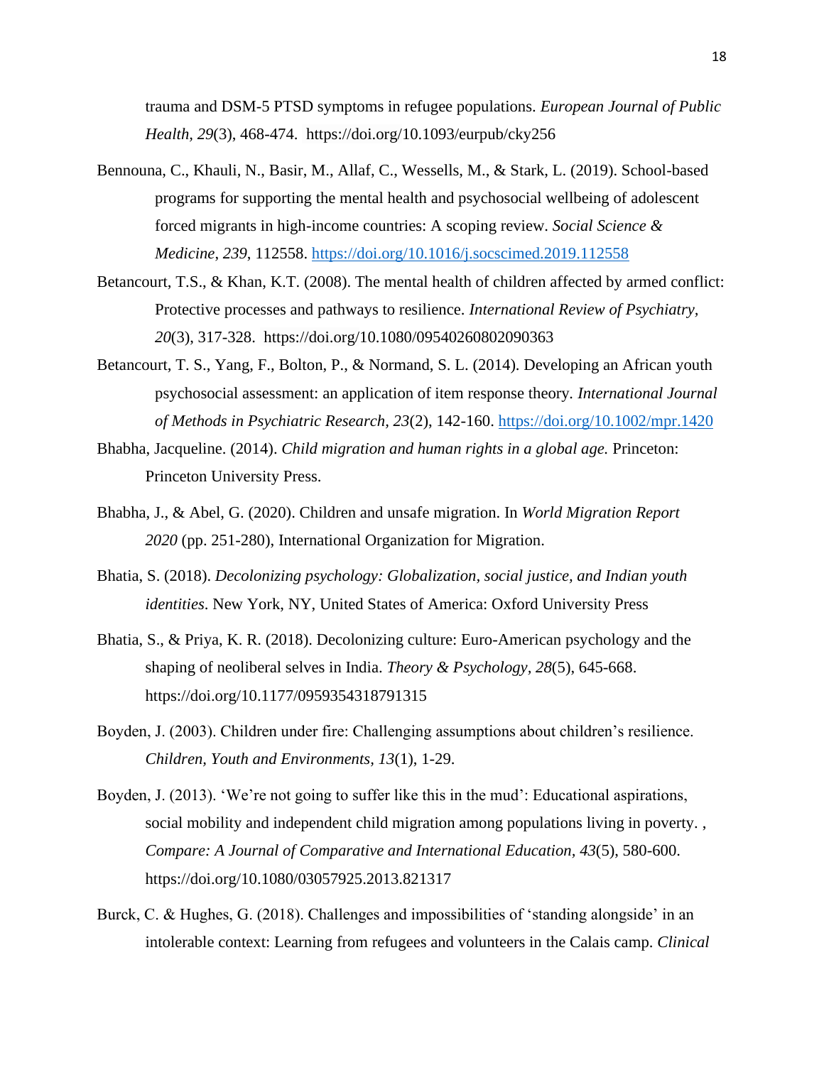trauma and DSM-5 PTSD symptoms in refugee populations. *European Journal of Public Health, 29*(3), 468-474. https://doi.org/10.1093/eurpub/cky256

Bennouna, C., Khauli, N., Basir, M., Allaf, C., Wessells, M., & Stark, L. (2019). School-based programs for supporting the mental health and psychosocial wellbeing of adolescent forced migrants in high-income countries: A scoping review. *Social Science & Medicine*, *239*, 112558. https://doi.org/10.1016/j.socscimed.2019.112558

Betancourt, T.S., & Khan, K.T. (2008). The mental health of children affected by armed conflict: Protective processes and pathways to resilience. *International Review of Psychiatry, 20*(3), 317-328. https://doi.org/10.1080/09540260802090363

Betancourt, T. S., Yang, F., Bolton, P., & Normand, S. L. (2014). Developing an African youth psychosocial assessment: an application of item response theory. *International Journal of Methods in Psychiatric Research*, *23*(2), 142-160. https://doi.org/10.1002/mpr.1420

Bhabha, Jacqueline. (2014). *Child migration and human rights in a global age.* Princeton: Princeton University Press.

Bhabha, J., & Abel, G. (2020). Children and unsafe migration. In *World Migration Report 2020* (pp. 251-280), International Organization for Migration.

Bhatia, S. (2018). *Decolonizing psychology: Globalization, social justice, and Indian youth identities*. New York, NY, United States of America: Oxford University Press

Bhatia, S., & Priya, K. R. (2018). Decolonizing culture: Euro-American psychology and the shaping of neoliberal selves in India. *Theory & Psychology*, *28*(5), 645-668. https://doi.org/10.1177/0959354318791315

Boyden, J. (2003). Children under fire: Challenging assumptions about children's resilience. *Children, Youth and Environments*, *13*(1), 1-29.

Boyden, J. (2013). 'We're not going to suffer like this in the mud': Educational aspirations, social mobility and independent child migration among populations living in poverty. , *Compare: A Journal of Comparative and International Education, 43*(5), 580-600. https://doi.org/10.1080/03057925.2013.821317

Burck, C. & Hughes, G. (2018). Challenges and impossibilities of 'standing alongside' in an intolerable context: Learning from refugees and volunteers in the Calais camp. *Clinical*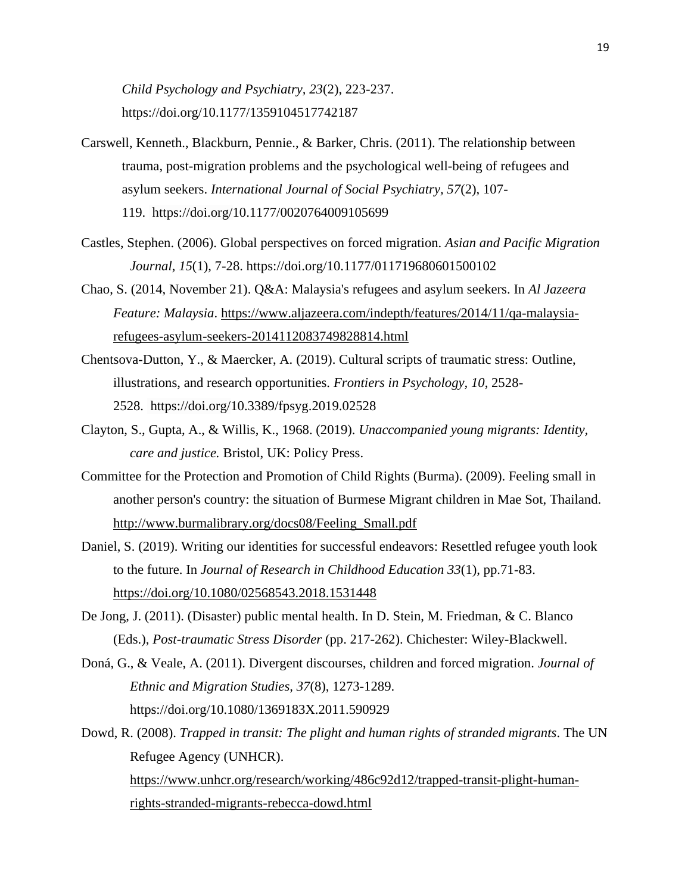*Child Psychology and Psychiatry, 23*(2), 223-237. https://doi.org/10.1177/1359104517742187

Carswell, Kenneth., Blackburn, Pennie., & Barker, Chris. (2011). The relationship between trauma, post-migration problems and the psychological well-being of refugees and asylum seekers. *International Journal of Social Psychiatry, 57*(2), 107-119. https://doi.org/10.1177/0020764009105699

Castles, Stephen. (2006). Global perspectives on forced migration. *Asian and Pacific Migration Journal*, *15*(1), 7-28. https://doi.org/10.1177/011719680601500102

Chao, S. (2014, November 21). Q&A: Malaysia's refugees and asylum seekers. In *Al Jazeera Feature: Malaysia*. https://www.aljazeera.com/indepth/features/2014/11/qa-malaysia-refugees-asylum-seekers-2014112083749828814.html

Chentsova-Dutton, Y., & Maercker, A. (2019). Cultural scripts of traumatic stress: Outline, illustrations, and research opportunities. *Frontiers in Psychology, 10*, 2528-2528. https://doi.org/10.3389/fpsyg.2019.02528

Clayton, S., Gupta, A., & Willis, K., 1968. (2019). *Unaccompanied young migrants: Identity, care and justice.* Bristol, UK: Policy Press.

Committee for the Protection and Promotion of Child Rights (Burma). (2009). Feeling small in another person's country: the situation of Burmese Migrant children in Mae Sot, Thailand. http://www.burmalibrary.org/docs08/Feeling_Small.pdf

Daniel, S. (2019). Writing our identities for successful endeavors: Resettled refugee youth look to the future. In *Journal of Research in Childhood Education 33*(1), pp.71-83. https://doi.org/10.1080/02568543.2018.1531448

De Jong, J. (2011). (Disaster) public mental health. In D. Stein, M. Friedman, & C. Blanco (Eds.), *Post-traumatic Stress Disorder* (pp. 217-262). Chichester: Wiley-Blackwell.

Doná, G., & Veale, A. (2011). Divergent discourses, children and forced migration. *Journal of Ethnic and Migration Studies, 37*(8), 1273-1289. https://doi.org/10.1080/1369183X.2011.590929

Dowd, R. (2008). *Trapped in transit: The plight and human rights of stranded migrants*. The UN Refugee Agency (UNHCR). https://www.unhcr.org/research/working/486c92d12/trapped-transit-plight-human-rights-stranded-migrants-rebecca-dowd.html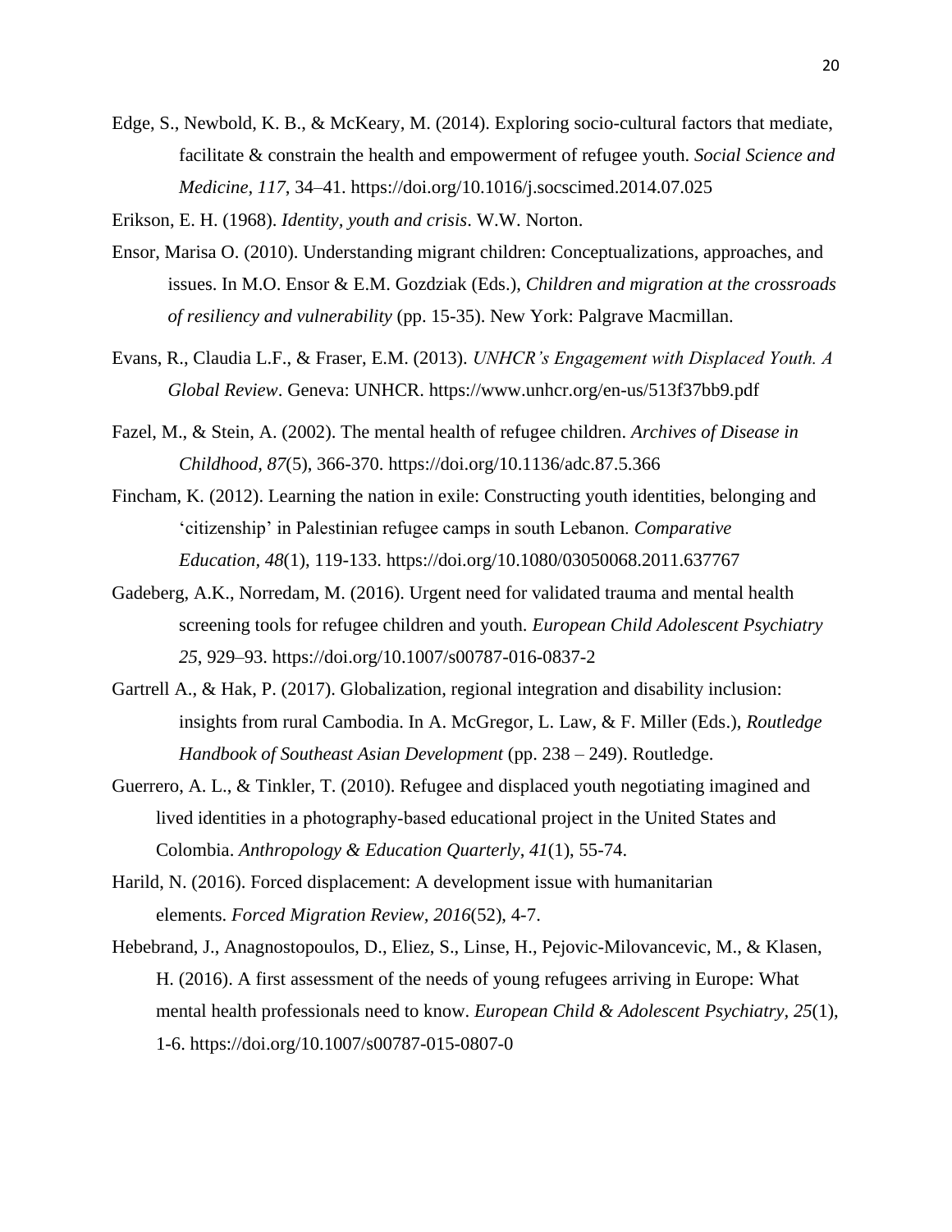Edge, S., Newbold, K. B., & McKeary, M. (2014). Exploring socio-cultural factors that mediate, facilitate & constrain the health and empowerment of refugee youth. *Social Science and Medicine, 117*, 34–41. https://doi.org/10.1016/j.socscimed.2014.07.025

Erikson, E. H. (1968). *Identity, youth and crisis*. W.W. Norton.

Ensor, Marisa O. (2010). Understanding migrant children: Conceptualizations, approaches, and issues. In M.O. Ensor & E.M. Gozdziak (Eds.), *Children and migration at the crossroads of resiliency and vulnerability* (pp. 15-35). New York: Palgrave Macmillan.

Evans, R., Claudia L.F., & Fraser, E.M. (2013). *UNHCR's Engagement with Displaced Youth. A Global Review*. Geneva: UNHCR. https://www.unhcr.org/en-us/513f37bb9.pdf

Fazel, M., & Stein, A. (2002). The mental health of refugee children. *Archives of Disease in Childhood*, *87*(5), 366-370. https://doi.org/10.1136/adc.87.5.366

Fincham, K. (2012). Learning the nation in exile: Constructing youth identities, belonging and 'citizenship' in Palestinian refugee camps in south Lebanon. *Comparative Education*, *48*(1), 119-133. https://doi.org/10.1080/03050068.2011.637767

Gadeberg, A.K., Norredam, M. (2016). Urgent need for validated trauma and mental health screening tools for refugee children and youth. *European Child Adolescent Psychiatry 25*, 929–93. https://doi.org/10.1007/s00787-016-0837-2

Gartrell A., & Hak, P. (2017). Globalization, regional integration and disability inclusion: insights from rural Cambodia. In A. McGregor, L. Law, & F. Miller (Eds.), *Routledge Handbook of Southeast Asian Development* (pp. 238 – 249). Routledge.

Guerrero, A. L., & Tinkler, T. (2010). Refugee and displaced youth negotiating imagined and lived identities in a photography‐based educational project in the United States and Colombia. *Anthropology & Education Quarterly*, *41*(1), 55-74.

Harild, N. (2016). Forced displacement: A development issue with humanitarian elements. *Forced Migration Review, 2016*(52), 4-7.

Hebebrand, J., Anagnostopoulos, D., Eliez, S., Linse, H., Pejovic-Milovancevic, M., & Klasen, H. (2016). A first assessment of the needs of young refugees arriving in Europe: What mental health professionals need to know. *European Child & Adolescent Psychiatry, 25*(1), 1-6. https://doi.org/10.1007/s00787-015-0807-0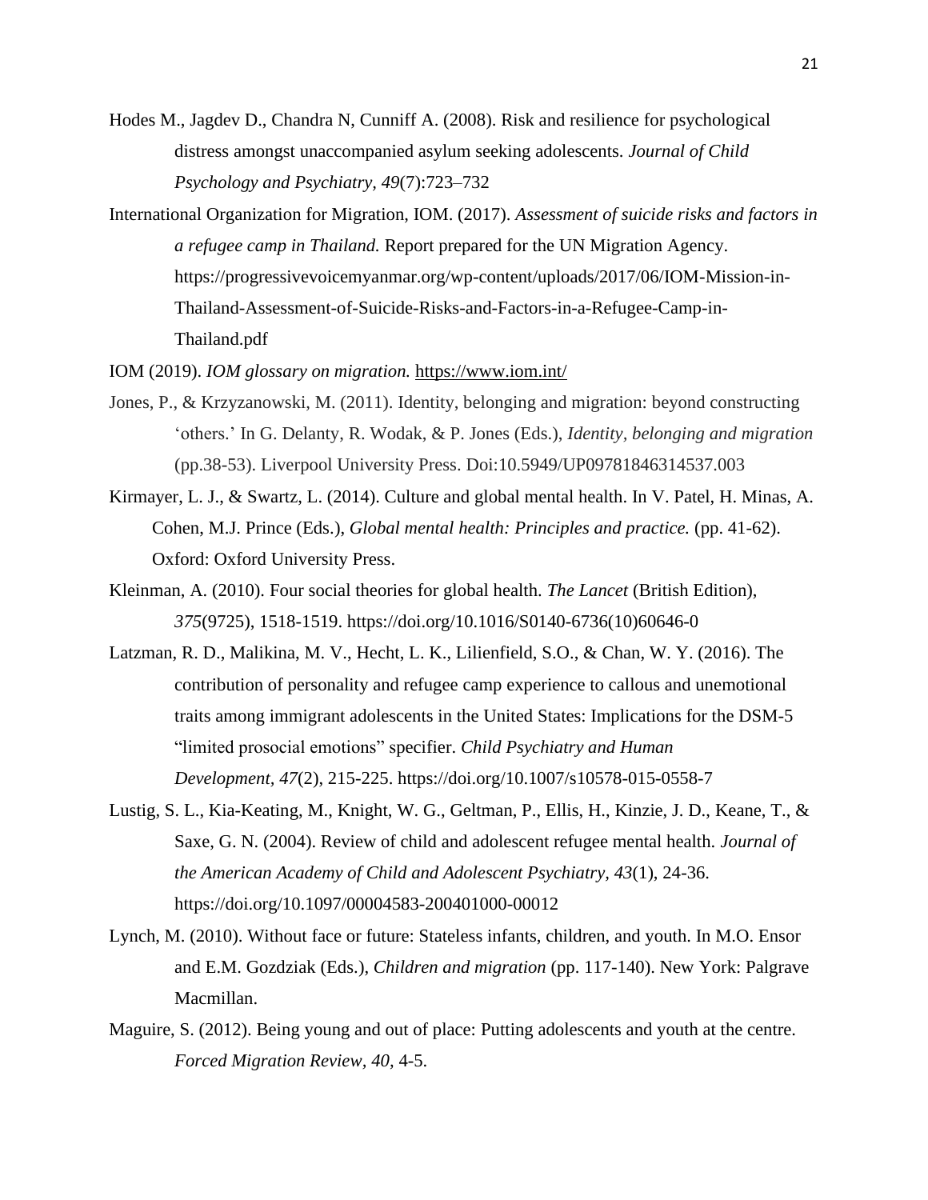Hodes M., Jagdev D., Chandra N, Cunniff A. (2008). Risk and resilience for psychological distress amongst unaccompanied asylum seeking adolescents. *Journal of Child Psychology and Psychiatry, 49*(7):723–732

International Organization for Migration, IOM. (2017). *Assessment of suicide risks and factors in a refugee camp in Thailand.* Report prepared for the UN Migration Agency. https://progressivevoicemyanmar.org/wp-content/uploads/2017/06/IOM-Mission-in-Thailand-Assessment-of-Suicide-Risks-and-Factors-in-a-Refugee-Camp-in-Thailand.pdf

IOM (2019). *IOM glossary on migration.* https://www.iom.int/

Jones, P., & Krzyzanowski, M. (2011). Identity, belonging and migration: beyond constructing 'others.' In G. Delanty, R. Wodak, & P. Jones (Eds.), *Identity, belonging and migration* (pp.38-53). Liverpool University Press. Doi:10.5949/UP09781846314537.003

Kirmayer, L. J., & Swartz, L. (2014). Culture and global mental health. In V. Patel, H. Minas, A. Cohen, M.J. Prince (Eds.), *Global mental health: Principles and practice.* (pp. 41-62). Oxford: Oxford University Press.

Kleinman, A. (2010). Four social theories for global health. *The Lancet* (British Edition), *375*(9725), 1518-1519. https://doi.org/10.1016/S0140-6736(10)60646-0

Latzman, R. D., Malikina, M. V., Hecht, L. K., Lilienfield, S.O., & Chan, W. Y. (2016). The contribution of personality and refugee camp experience to callous and unemotional traits among immigrant adolescents in the United States: Implications for the DSM-5 "limited prosocial emotions" specifier. *Child Psychiatry and Human Development, 47*(2), 215-225. https://doi.org/10.1007/s10578-015-0558-7

Lustig, S. L., Kia-Keating, M., Knight, W. G., Geltman, P., Ellis, H., Kinzie, J. D., Keane, T., & Saxe, G. N. (2004). Review of child and adolescent refugee mental health. *Journal of the American Academy of Child and Adolescent Psychiatry, 43*(1), 24-36. https://doi.org/10.1097/00004583-200401000-00012

Lynch, M. (2010). Without face or future: Stateless infants, children, and youth. In M.O. Ensor and E.M. Gozdziak (Eds.), *Children and migration* (pp. 117-140). New York: Palgrave Macmillan.

Maguire, S. (2012). Being young and out of place: Putting adolescents and youth at the centre. *Forced Migration Review, 40,* 4-5.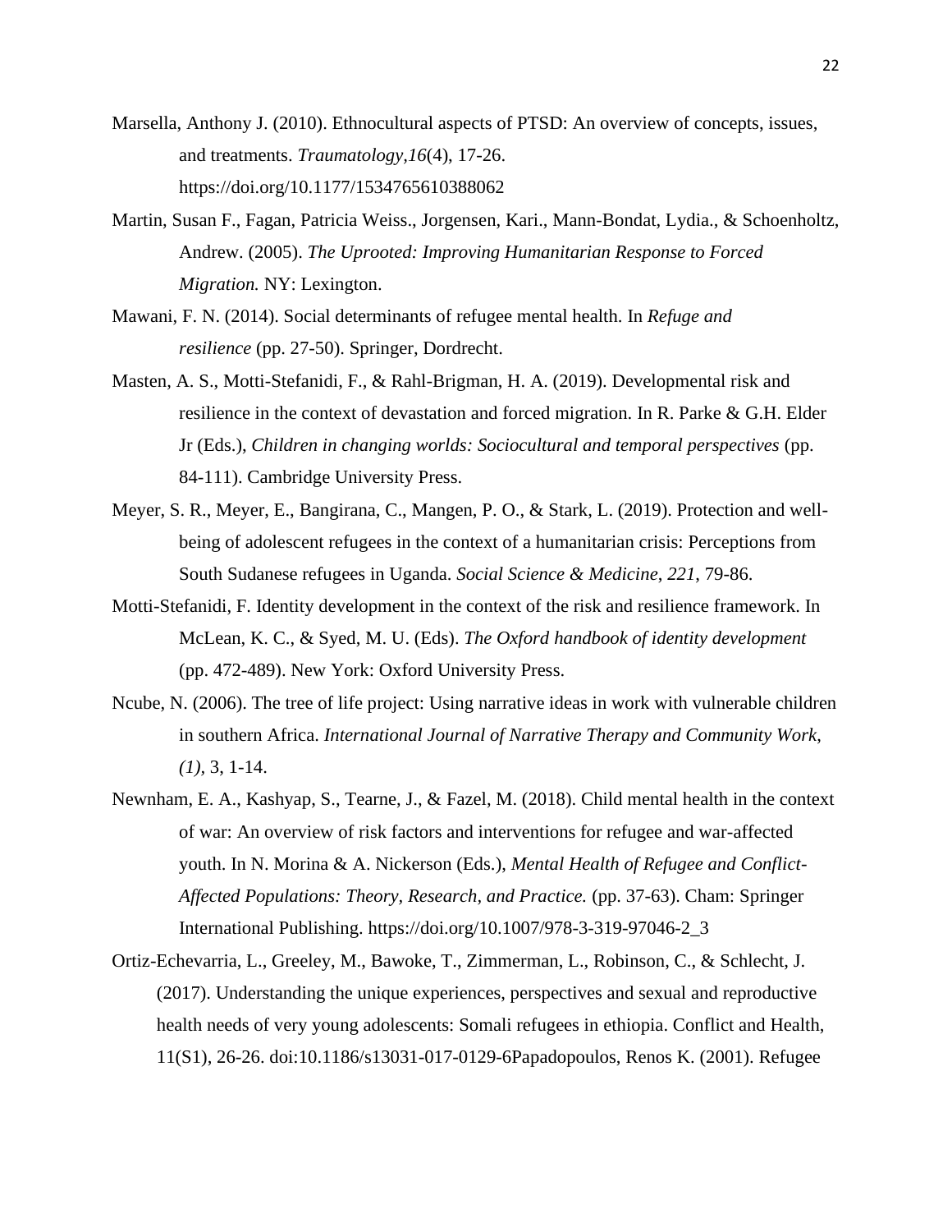Marsella, Anthony J. (2010). Ethnocultural aspects of PTSD: An overview of concepts, issues, and treatments. *Traumatology*,*16*(4), 17-26. https://doi.org/10.1177/1534765610388062

Martin, Susan F., Fagan, Patricia Weiss., Jorgensen, Kari., Mann-Bondat, Lydia., & Schoenholtz, Andrew. (2005). *The Uprooted: Improving Humanitarian Response to Forced Migration.* NY: Lexington.

Mawani, F. N. (2014). Social determinants of refugee mental health. In *Refuge and resilience* (pp. 27-50). Springer, Dordrecht.

Masten, A. S., Motti-Stefanidi, F., & Rahl-Brigman, H. A. (2019). Developmental risk and resilience in the context of devastation and forced migration. In R. Parke & G.H. Elder Jr (Eds.), *Children in changing worlds: Sociocultural and temporal perspectives* (pp. 84-111). Cambridge University Press.

Meyer, S. R., Meyer, E., Bangirana, C., Mangen, P. O., & Stark, L. (2019). Protection and well-being of adolescent refugees in the context of a humanitarian crisis: Perceptions from South Sudanese refugees in Uganda. *Social Science & Medicine*, *221*, 79-86.

Motti-Stefanidi, F. Identity development in the context of the risk and resilience framework. In McLean, K. C., & Syed, M. U. (Eds). *The Oxford handbook of identity development* (pp. 472-489). New York: Oxford University Press.

Ncube, N. (2006). The tree of life project: Using narrative ideas in work with vulnerable children in southern Africa. *International Journal of Narrative Therapy and Community Work*, *(1)*, 3, 1-14.

Newnham, E. A., Kashyap, S., Tearne, J., & Fazel, M. (2018). Child mental health in the context of war: An overview of risk factors and interventions for refugee and war-affected youth. In N. Morina & A. Nickerson (Eds.), *Mental Health of Refugee and Conflict-Affected Populations: Theory, Research, and Practice.* (pp. 37-63). Cham: Springer International Publishing. https://doi.org/10.1007/978-3-319-97046-2_3

Ortiz-Echevarria, L., Greeley, M., Bawoke, T., Zimmerman, L., Robinson, C., & Schlecht, J. (2017). Understanding the unique experiences, perspectives and sexual and reproductive health needs of very young adolescents: Somali refugees in ethiopia. Conflict and Health, 11(S1), 26-26. doi:10.1186/s13031-017-0129-6Papadopoulos, Renos K. (2001). Refugee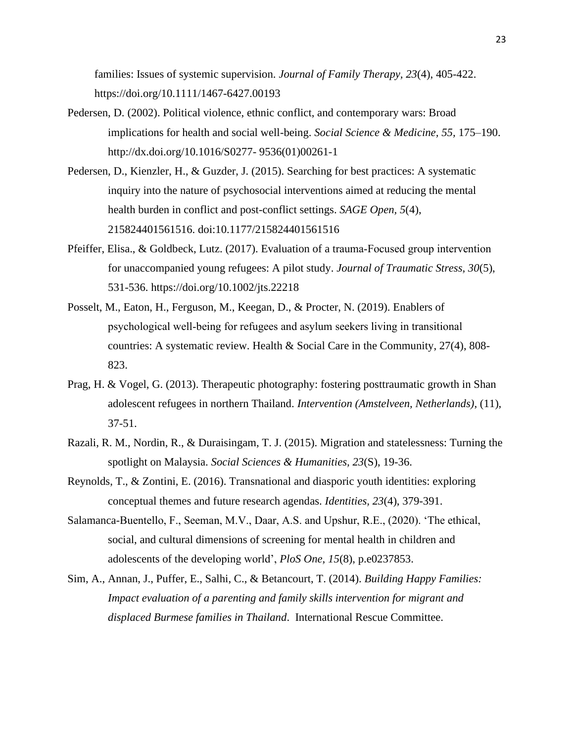families: Issues of systemic supervision. *Journal of Family Therapy*, *23*(4), 405-422. https://doi.org/10.1111/1467-6427.00193

Pedersen, D. (2002). Political violence, ethnic conflict, and contemporary wars: Broad implications for health and social well-being. *Social Science & Medicine, 55,* 175–190. http://dx.doi.org/10.1016/S0277- 9536(01)00261-1

Pedersen, D., Kienzler, H., & Guzder, J. (2015). Searching for best practices: A systematic inquiry into the nature of psychosocial interventions aimed at reducing the mental health burden in conflict and post-conflict settings. *SAGE Open, 5*(4), 215824401561516. doi:10.1177/215824401561516

Pfeiffer, Elisa., & Goldbeck, Lutz. (2017). Evaluation of a trauma-Focused group intervention for unaccompanied young refugees: A pilot study. *Journal of Traumatic Stress, 30*(5), 531-536. https://doi.org/10.1002/jts.22218

Posselt, M., Eaton, H., Ferguson, M., Keegan, D., & Procter, N. (2019). Enablers of psychological well-being for refugees and asylum seekers living in transitional countries: A systematic review. Health & Social Care in the Community, 27(4), 808-823.

Prag, H. & Vogel, G. (2013). Therapeutic photography: fostering posttraumatic growth in Shan adolescent refugees in northern Thailand. *Intervention (Amstelveen, Netherlands)*, (11), 37-51.

Razali, R. M., Nordin, R., & Duraisingam, T. J. (2015). Migration and statelessness: Turning the spotlight on Malaysia. *Social Sciences & Humanities, 23*(S), 19-36.

Reynolds, T., & Zontini, E. (2016). Transnational and diasporic youth identities: exploring conceptual themes and future research agendas. *Identities, 23*(4), 379-391.

Salamanca-Buentello, F., Seeman, M.V., Daar, A.S. and Upshur, R.E., (2020). 'The ethical, social, and cultural dimensions of screening for mental health in children and adolescents of the developing world', *PloS One, 15*(8), p.e0237853.

Sim, A., Annan, J., Puffer, E., Salhi, C., & Betancourt, T. (2014). *Building Happy Families: Impact evaluation of a parenting and family skills intervention for migrant and displaced Burmese families in Thailand*. International Rescue Committee.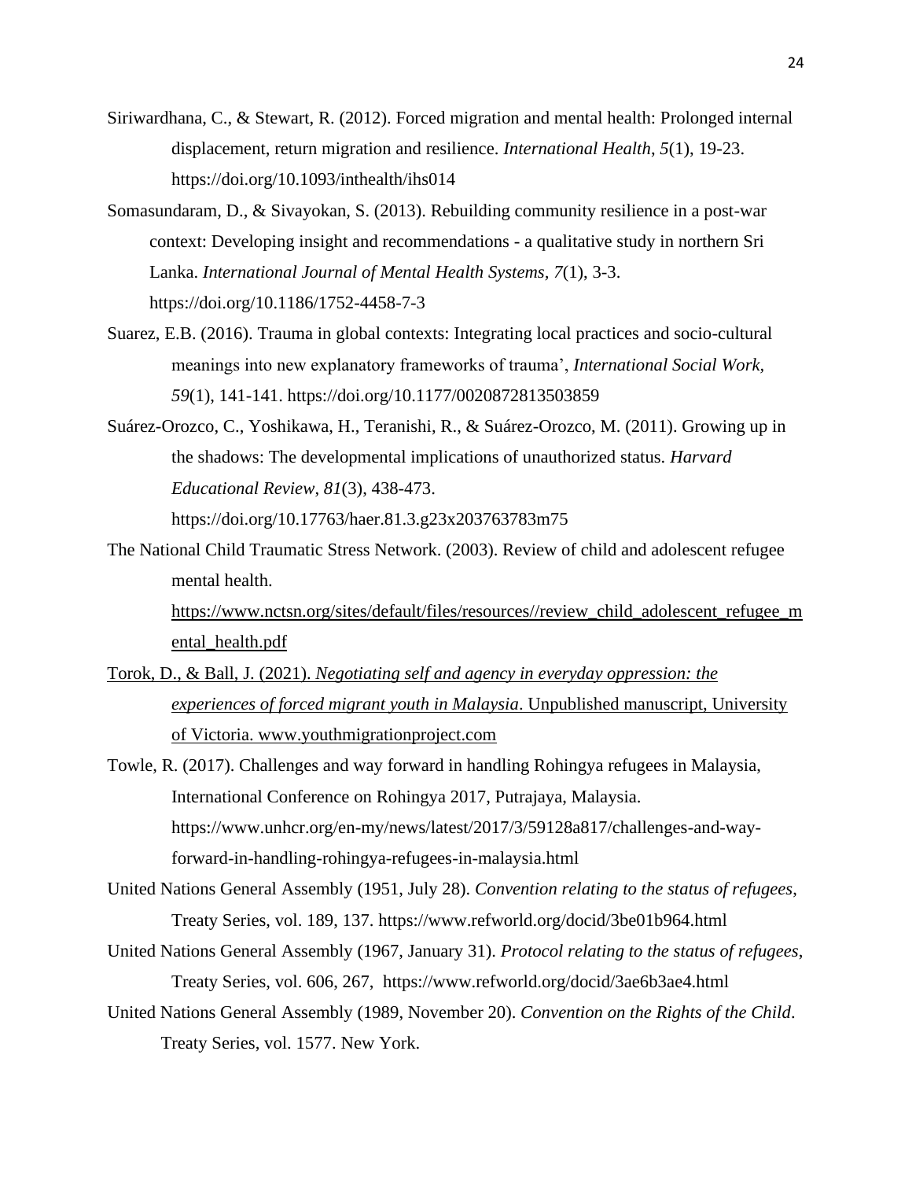Siriwardhana, C., & Stewart, R. (2012). Forced migration and mental health: Prolonged internal displacement, return migration and resilience. *International Health*, *5*(1), 19-23. https://doi.org/10.1093/inthealth/ihs014

Somasundaram, D., & Sivayokan, S. (2013). Rebuilding community resilience in a post-war context: Developing insight and recommendations - a qualitative study in northern Sri Lanka. *International Journal of Mental Health Systems, 7*(1), 3-3. https://doi.org/10.1186/1752-4458-7-3

Suarez, E.B. (2016). Trauma in global contexts: Integrating local practices and socio-cultural meanings into new explanatory frameworks of trauma', *International Social Work, 59*(1), 141-141. https://doi.org/10.1177/0020872813503859

Suárez-Orozco, C., Yoshikawa, H., Teranishi, R., & Suárez-Orozco, M. (2011). Growing up in the shadows: The developmental implications of unauthorized status. *Harvard Educational Review*, *81*(3), 438-473. https://doi.org/10.17763/haer.81.3.g23x203763783m75

The National Child Traumatic Stress Network. (2003). Review of child and adolescent refugee mental health. https://www.nctsn.org/sites/default/files/resources//review_child_adolescent_refugee_mental_health.pdf

Torok, D., & Ball, J. (2021). *Negotiating self and agency in everyday oppression: the experiences of forced migrant youth in Malaysia*. Unpublished manuscript, University of Victoria. www.youthmigrationproject.com

Towle, R. (2017). Challenges and way forward in handling Rohingya refugees in Malaysia, International Conference on Rohingya 2017, Putrajaya, Malaysia. https://www.unhcr.org/en-my/news/latest/2017/3/59128a817/challenges-and-way-forward-in-handling-rohingya-refugees-in-malaysia.html

United Nations General Assembly (1951, July 28). *Convention relating to the status of refugees*, Treaty Series, vol. 189, 137. https://www.refworld.org/docid/3be01b964.html

United Nations General Assembly (1967, January 31). *Protocol relating to the status of refugees*, Treaty Series, vol. 606, 267, https://www.refworld.org/docid/3ae6b3ae4.html

United Nations General Assembly (1989, November 20). *Convention on the Rights of the Child*. Treaty Series, vol. 1577. New York.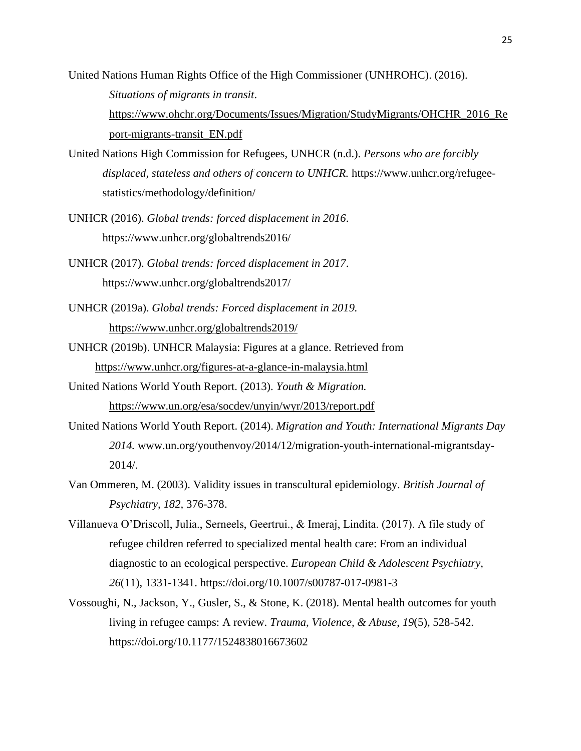United Nations Human Rights Office of the High Commissioner (UNHROHC). (2016). *Situations of migrants in transit*. https://www.ohchr.org/Documents/Issues/Migration/StudyMigrants/OHCHR_2016_Report-migrants-transit_EN.pdf

United Nations High Commission for Refugees, UNHCR (n.d.). *Persons who are forcibly displaced, stateless and others of concern to UNHCR.* https://www.unhcr.org/refugee-statistics/methodology/definition/

UNHCR (2016). *Global trends: forced displacement in 2016*. https://www.unhcr.org/globaltrends2016/

UNHCR (2017). *Global trends: forced displacement in 2017*. https://www.unhcr.org/globaltrends2017/

UNHCR (2019a). *Global trends: Forced displacement in 2019.* https://www.unhcr.org/globaltrends2019/

UNHCR (2019b). UNHCR Malaysia: Figures at a glance. Retrieved from https://www.unhcr.org/figures-at-a-glance-in-malaysia.html

United Nations World Youth Report. (2013). *Youth & Migration.* https://www.un.org/esa/socdev/unyin/wyr/2013/report.pdf

United Nations World Youth Report. (2014). *Migration and Youth: International Migrants Day 2014.* www.un.org/youthenvoy/2014/12/migration-youth-international-migrantsday-2014/.

Van Ommeren, M. (2003). Validity issues in transcultural epidemiology. *British Journal of Psychiatry, 182,* 376-378.

Villanueva O'Driscoll, Julia., Serneels, Geertrui., & Imeraj, Lindita. (2017). A file study of refugee children referred to specialized mental health care: From an individual diagnostic to an ecological perspective. *European Child & Adolescent Psychiatry, 26*(11), 1331-1341. https://doi.org/10.1007/s00787-017-0981-3

Vossoughi, N., Jackson, Y., Gusler, S., & Stone, K. (2018). Mental health outcomes for youth living in refugee camps: A review. *Trauma, Violence, & Abuse*, *19*(5), 528-542. https://doi.org/10.1177/1524838016673602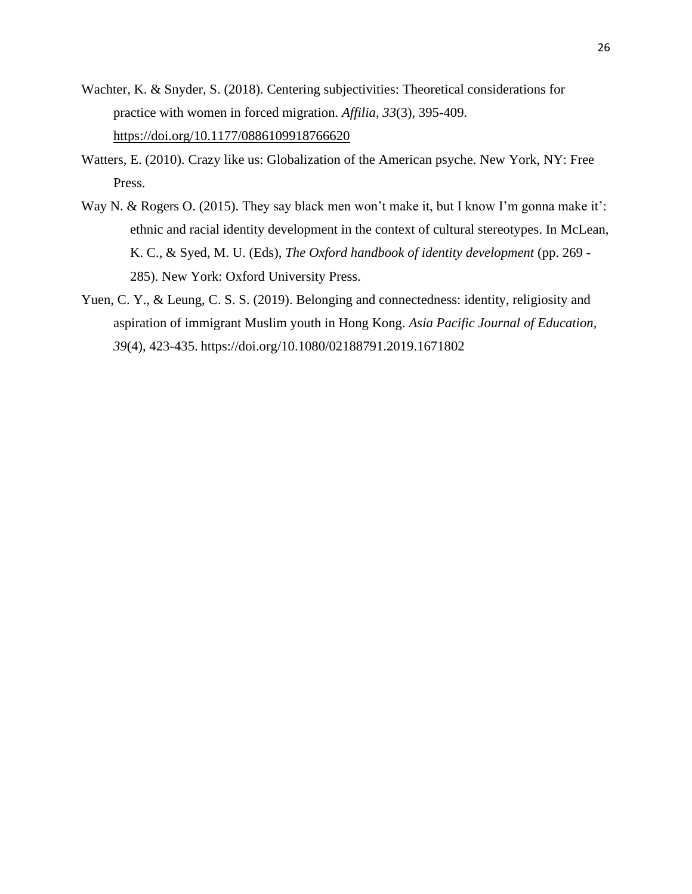Wachter, K. & Snyder, S. (2018). Centering subjectivities: Theoretical considerations for practice with women in forced migration. *Affilia*, *33*(3), 395-409. https://doi.org/10.1177/0886109918766620

Watters, E. (2010). Crazy like us: Globalization of the American psyche. New York, NY: Free Press.

Way N. & Rogers O. (2015). They say black men won't make it, but I know I'm gonna make it': ethnic and racial identity development in the context of cultural stereotypes. In McLean, K. C., & Syed, M. U. (Eds), *The Oxford handbook of identity development* (pp. 269 - 285). New York: Oxford University Press.

Yuen, C. Y., & Leung, C. S. S. (2019). Belonging and connectedness: identity, religiosity and aspiration of immigrant Muslim youth in Hong Kong. *Asia Pacific Journal of Education*, *39*(4), 423-435. https://doi.org/10.1080/02188791.2019.1671802